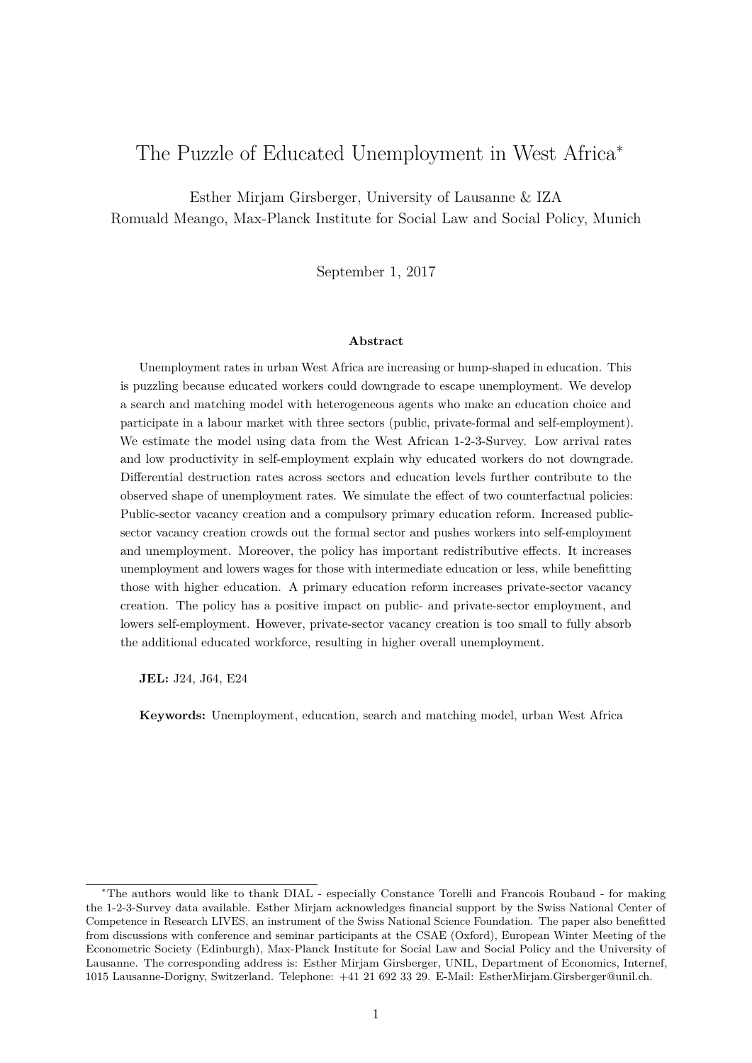# The Puzzle of Educated Unemployment in West Africa*

Esther Mirjam Girsberger, University of Lausanne & IZA

Romuald Meango, Max-Planck Institute for Social Law and Social Policy, Munich

September 1, 2017

### Abstract

Unemployment rates in urban West Africa are increasing or hump-shaped in education. This is puzzling because educated workers could downgrade to escape unemployment. We develop a search and matching model with heterogeneous agents who make an education choice and participate in a labour market with three sectors (public, private-formal and self-employment). We estimate the model using data from the West African 1-2-3-Survey. Low arrival rates and low productivity in self-employment explain why educated workers do not downgrade. Differential destruction rates across sectors and education levels further contribute to the observed shape of unemployment rates. We simulate the effect of two counterfactual policies: Public-sector vacancy creation and a compulsory primary education reform. Increased public-sector vacancy creation crowds out the formal sector and pushes workers into self-employment and unemployment. Moreover, the policy has important redistributive effects. It increases unemployment and lowers wages for those with intermediate education or less, while benefitting those with higher education. A primary education reform increases private-sector vacancy creation. The policy has a positive impact on public- and private-sector employment, and lowers self-employment. However, private-sector vacancy creation is too small to fully absorb the additional educated workforce, resulting in higher overall unemployment.

**JEL:** J24, J64, E24

**Keywords:** Unemployment, education, search and matching model, urban West Africa

---

*The authors would like to thank DIAL - especially Constance Torelli and Francois Roubaud - for making the 1-2-3-Survey data available. Esther Mirjam acknowledges financial support by the Swiss National Center of Competence in Research LIVES, an instrument of the Swiss National Science Foundation. The paper also benefitted from discussions with conference and seminar participants at the CSAE (Oxford), European Winter Meeting of the Econometric Society (Edinburgh), Max-Planck Institute for Social Law and Social Policy and the University of Lausanne. The corresponding address is: Esther Mirjam Girsberger, UNIL, Department of Economics, Internef, 1015 Lausanne-Dorigny, Switzerland. Telephone: +41 21 692 33 29. E-Mail: EstherMirjam.Girsberger@unil.ch.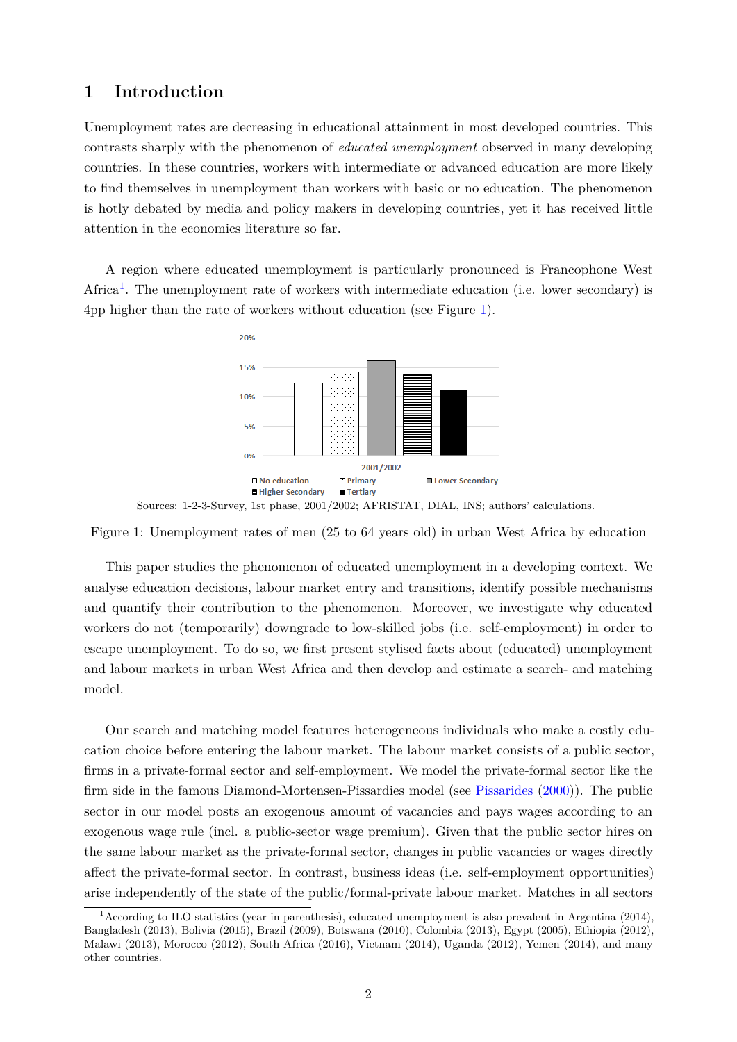# 1 Introduction

Unemployment rates are decreasing in educational attainment in most developed countries. This contrasts sharply with the phenomenon of *educated unemployment* observed in many developing countries. In these countries, workers with intermediate or advanced education are more likely to find themselves in unemployment than workers with basic or no education. The phenomenon is hotly debated by media and policy makers in developing countries, yet it has received little attention in the economics literature so far.

A region where educated unemployment is particularly pronounced is Francophone West Africa[1]. The unemployment rate of workers with intermediate education (i.e. lower secondary) is 4pp higher than the rate of workers without education (see Figure 1).

Sources: 1-2-3-Survey, 1st phase, 2001/2002; AFRISTAT, DIAL, INS; authors' calculations.

Figure 1: Unemployment rates of men (25 to 64 years old) in urban West Africa by education

This paper studies the phenomenon of educated unemployment in a developing context. We analyse education decisions, labour market entry and transitions, identify possible mechanisms and quantify their contribution to the phenomenon. Moreover, we investigate why educated workers do not (temporarily) downgrade to low-skilled jobs (i.e. self-employment) in order to escape unemployment. To do so, we first present stylised facts about (educated) unemployment and labour markets in urban West Africa and then develop and estimate a search- and matching model.

Our search and matching model features heterogeneous individuals who make a costly education choice before entering the labour market. The labour market consists of a public sector, firms in a private-formal sector and self-employment. We model the private-formal sector like the firm side in the famous Diamond-Mortensen-Pissarides model (see Pissarides (2000)). The public sector in our model posts an exogenous amount of vacancies and pays wages according to an exogenous wage rule (incl. a public-sector wage premium). Given that the public sector hires on the same labour market as the private-formal sector, changes in public vacancies or wages directly affect the private-formal sector. In contrast, business ideas (i.e. self-employment opportunities) arise independently of the state of the public/formal-private labour market. Matches in all sectors

[1] According to ILO statistics (year in parenthesis), educated unemployment is also prevalent in Argentina (2014), Bangladesh (2013), Bolivia (2015), Brazil (2009), Botswana (2010), Colombia (2013), Egypt (2005), Ethiopia (2012), Malawi (2013), Morocco (2012), South Africa (2016), Vietnam (2014), Uganda (2012), Yemen (2014), and many other countries.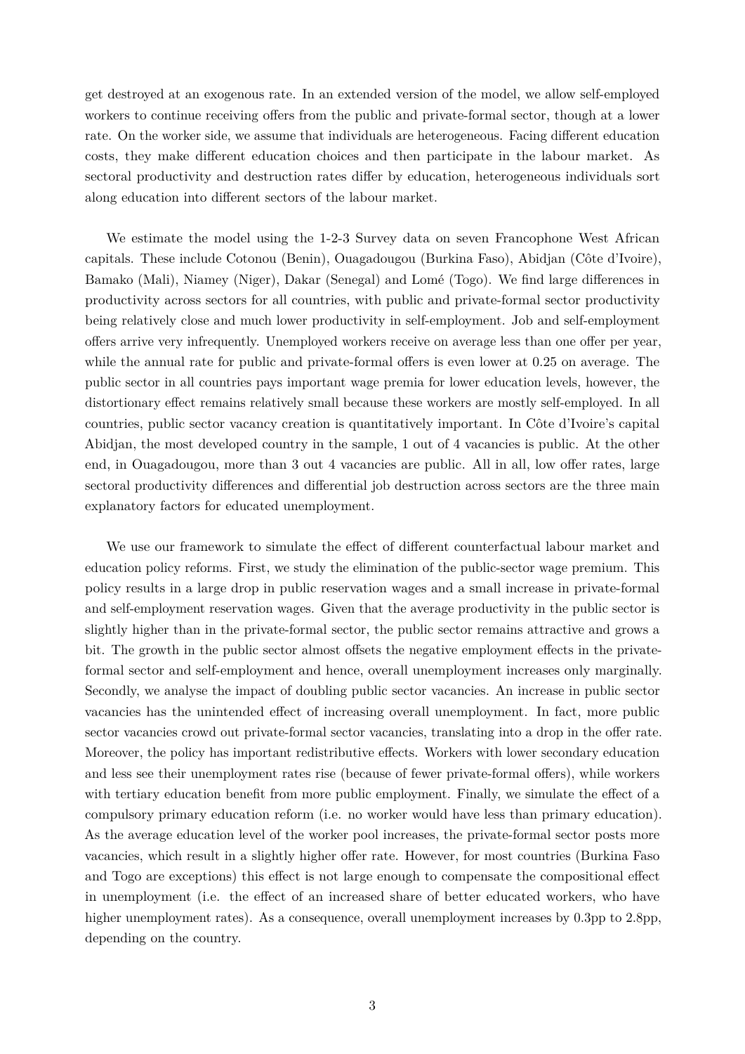get destroyed at an exogenous rate. In an extended version of the model, we allow self-employed workers to continue receiving offers from the public and private-formal sector, though at a lower rate. On the worker side, we assume that individuals are heterogeneous. Facing different education costs, they make different education choices and then participate in the labour market. As sectoral productivity and destruction rates differ by education, heterogeneous individuals sort along education into different sectors of the labour market.

We estimate the model using the 1-2-3 Survey data on seven Francophone West African capitals. These include Cotonou (Benin), Ouagadougou (Burkina Faso), Abidjan (Côte d'Ivoire), Bamako (Mali), Niamey (Niger), Dakar (Senegal) and Lomé (Togo). We find large differences in productivity across sectors for all countries, with public and private-formal sector productivity being relatively close and much lower productivity in self-employment. Job and self-employment offers arrive very infrequently. Unemployed workers receive on average less than one offer per year, while the annual rate for public and private-formal offers is even lower at 0.25 on average. The public sector in all countries pays important wage premia for lower education levels, however, the distortionary effect remains relatively small because these workers are mostly self-employed. In all countries, public sector vacancy creation is quantitatively important. In Côte d'Ivoire's capital Abidjan, the most developed country in the sample, 1 out of 4 vacancies is public. At the other end, in Ouagadougou, more than 3 out 4 vacancies are public. All in all, low offer rates, large sectoral productivity differences and differential job destruction across sectors are the three main explanatory factors for educated unemployment.

We use our framework to simulate the effect of different counterfactual labour market and education policy reforms. First, we study the elimination of the public-sector wage premium. This policy results in a large drop in public reservation wages and a small increase in private-formal and self-employment reservation wages. Given that the average productivity in the public sector is slightly higher than in the private-formal sector, the public sector remains attractive and grows a bit. The growth in the public sector almost offsets the negative employment effects in the private-formal sector and self-employment and hence, overall unemployment increases only marginally. Secondly, we analyse the impact of doubling public sector vacancies. An increase in public sector vacancies has the unintended effect of increasing overall unemployment. In fact, more public sector vacancies crowd out private-formal sector vacancies, translating into a drop in the offer rate. Moreover, the policy has important redistributive effects. Workers with lower secondary education and less see their unemployment rates rise (because of fewer private-formal offers), while workers with tertiary education benefit from more public employment. Finally, we simulate the effect of a compulsory primary education reform (i.e. no worker would have less than primary education). As the average education level of the worker pool increases, the private-formal sector posts more vacancies, which result in a slightly higher offer rate. However, for most countries (Burkina Faso and Togo are exceptions) this effect is not large enough to compensate the compositional effect in unemployment (i.e. the effect of an increased share of better educated workers, who have higher unemployment rates). As a consequence, overall unemployment increases by 0.3pp to 2.8pp, depending on the country.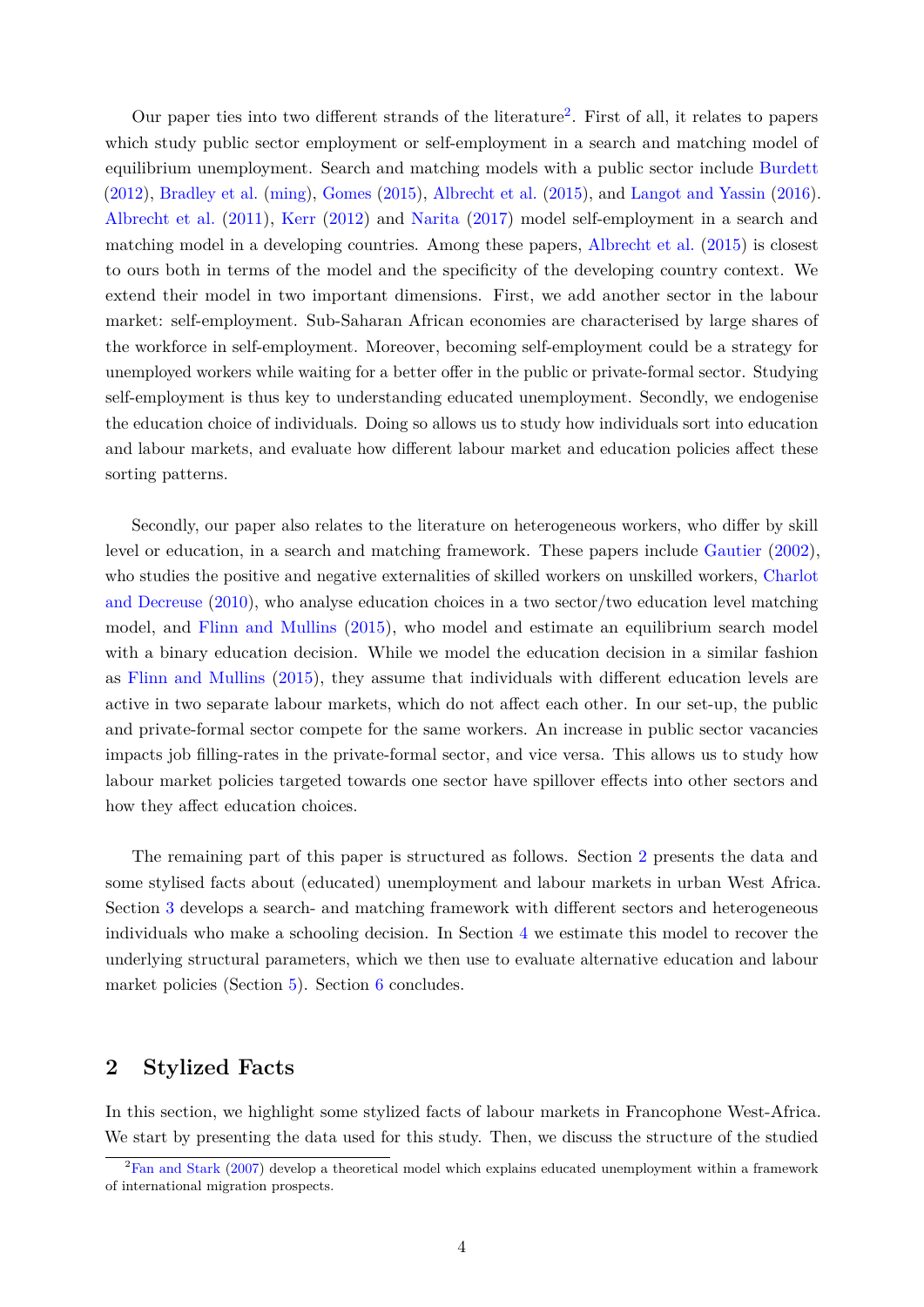Our paper ties into two different strands of the literature[2]. First of all, it relates to papers which study public sector employment or self-employment in a search and matching model of equilibrium unemployment. Search and matching models with a public sector include Burdett (2012), Bradley et al. (ming), Gomes (2015), Albrecht et al. (2015), and Langot and Yassin (2016). Albrecht et al. (2011), Kerr (2012) and Narita (2017) model self-employment in a search and matching model in a developing countries. Among these papers, Albrecht et al. (2015) is closest to ours both in terms of the model and the specificity of the developing country context. We extend their model in two important dimensions. First, we add another sector in the labour market: self-employment. Sub-Saharan African economies are characterised by large shares of the workforce in self-employment. Moreover, becoming self-employment could be a strategy for unemployed workers while waiting for a better offer in the public or private-formal sector. Studying self-employment is thus key to understanding educated unemployment. Secondly, we endogenise the education choice of individuals. Doing so allows us to study how individuals sort into education and labour markets, and evaluate how different labour market and education policies affect these sorting patterns.

Secondly, our paper also relates to the literature on heterogeneous workers, who differ by skill level or education, in a search and matching framework. These papers include Gautier (2002), who studies the positive and negative externalities of skilled workers on unskilled workers, Charlot and Decreuse (2010), who analyse education choices in a two sector/two education level matching model, and Flinn and Mullins (2015), who model and estimate an equilibrium search model with a binary education decision. While we model the education decision in a similar fashion as Flinn and Mullins (2015), they assume that individuals with different education levels are active in two separate labour markets, which do not affect each other. In our set-up, the public and private-formal sector compete for the same workers. An increase in public sector vacancies impacts job filling-rates in the private-formal sector, and vice versa. This allows us to study how labour market policies targeted towards one sector have spillover effects into other sectors and how they affect education choices.

The remaining part of this paper is structured as follows. Section 2 presents the data and some stylised facts about (educated) unemployment and labour markets in urban West Africa. Section 3 develops a search- and matching framework with different sectors and heterogeneous individuals who make a schooling decision. In Section 4 we estimate this model to recover the underlying structural parameters, which we then use to evaluate alternative education and labour market policies (Section 5). Section 6 concludes.

## 2 Stylized Facts

In this section, we highlight some stylized facts of labour markets in Francophone West-Africa. We start by presenting the data used for this study. Then, we discuss the structure of the studied

[2] Fan and Stark (2007) develop a theoretical model which explains educated unemployment within a framework of international migration prospects.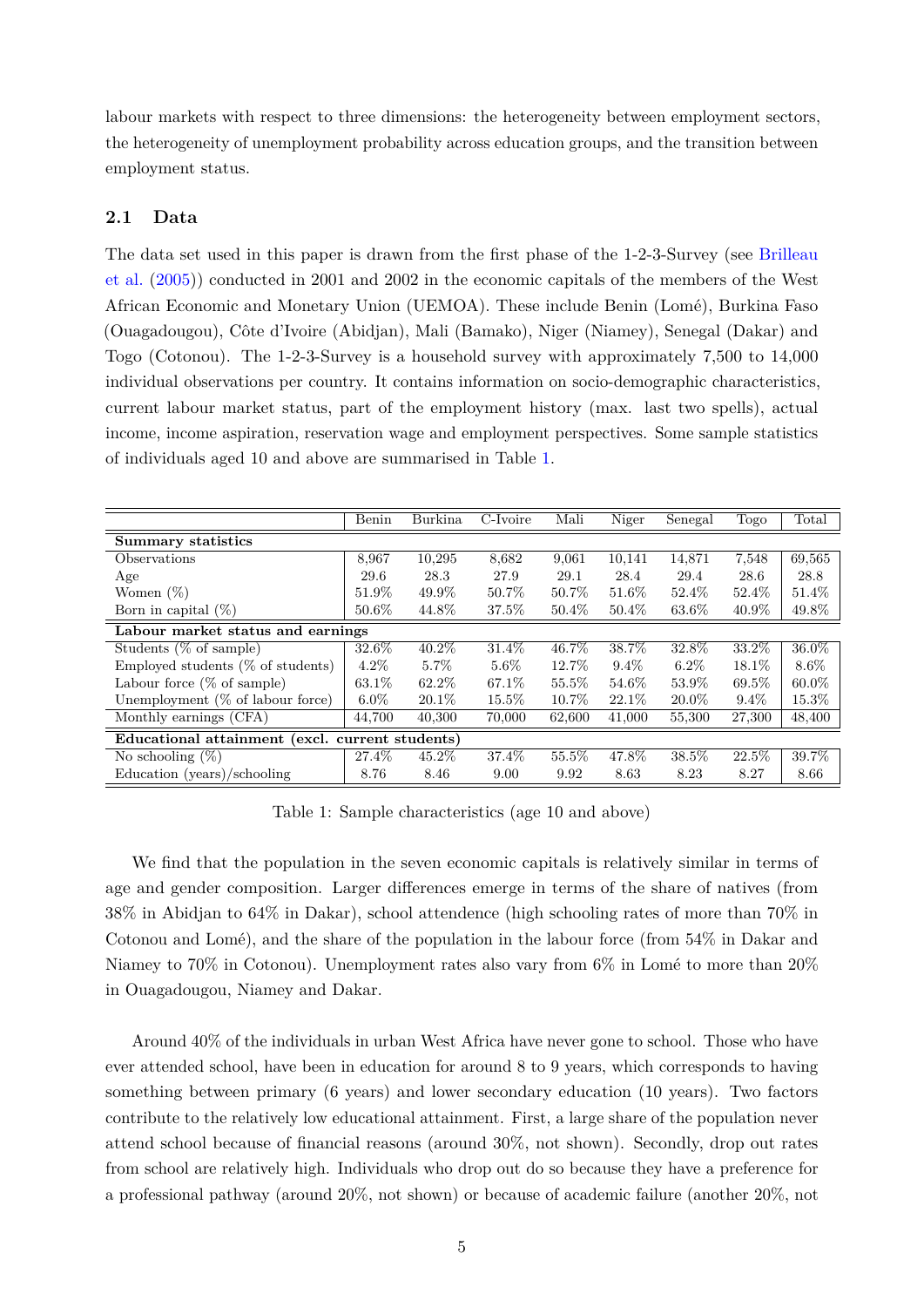labour markets with respect to three dimensions: the heterogeneity between employment sectors, the heterogeneity of unemployment probability across education groups, and the transition between employment status.

### 2.1 Data

The data set used in this paper is drawn from the first phase of the 1-2-3-Survey (see Brilleau et al. (2005)) conducted in 2001 and 2002 in the economic capitals of the members of the West African Economic and Monetary Union (UEMOA). These include Benin (Lomé), Burkina Faso (Ouagadougou), Côte d'Ivoire (Abidjan), Mali (Bamako), Niger (Niamey), Senegal (Dakar) and Togo (Cotonou). The 1-2-3-Survey is a household survey with approximately 7,500 to 14,000 individual observations per country. It contains information on socio-demographic characteristics, current labour market status, part of the employment history (max. last two spells), actual income, income aspiration, reservation wage and employment perspectives. Some sample statistics of individuals aged 10 and above are summarised in Table 1.

| | Benin | Burkina | C-Ivoire | Mali | Niger | Senegal | Togo | Total |
|---|---|---|---|---|---|---|---|---|
| **Summary statistics** | | | | | | | | |
| Observations | 8,967 | 10,295 | 8,682 | 9,061 | 10,141 | 14,871 | 7,548 | 69,565 |
| Age | 29.6 | 28.3 | 27.9 | 29.1 | 28.4 | 29.4 | 28.6 | 28.8 |
| Women (%) | 51.9% | 49.9% | 50.7% | 50.7% | 51.6% | 52.4% | 52.4% | 51.4% |
| Born in capital (%) | 50.6% | 44.8% | 37.5% | 50.4% | 50.4% | 63.6% | 40.9% | 49.8% |
| **Labour market status and earnings** | | | | | | | | |
| Students (% of sample) | 32.6% | 40.2% | 31.4% | 46.7% | 38.7% | 32.8% | 33.2% | 36.0% |
| Employed students (% of students) | 4.2% | 5.7% | 5.6% | 12.7% | 9.4% | 6.2% | 18.1% | 8.6% |
| Labour force (% of sample) | 63.1% | 62.2% | 67.1% | 55.5% | 54.6% | 53.9% | 69.5% | 60.0% |
| Unemployment (% of labour force) | 6.0% | 20.1% | 15.5% | 10.7% | 22.1% | 20.0% | 9.4% | 15.3% |
| Monthly earnings (CFA) | 44,700 | 40,300 | 70,000 | 62,600 | 41,000 | 55,300 | 27,300 | 48,400 |
| **Educational attainment (excl. current students)** | | | | | | | | |
| No schooling (%) | 27.4% | 45.2% | 37.4% | 55.5% | 47.8% | 38.5% | 22.5% | 39.7% |
| Education (years)/schooling | 8.76 | 8.46 | 9.00 | 9.92 | 8.63 | 8.23 | 8.27 | 8.66 |

Table 1: Sample characteristics (age 10 and above)

We find that the population in the seven economic capitals is relatively similar in terms of age and gender composition. Larger differences emerge in terms of the share of natives (from 38% in Abidjan to 64% in Dakar), school attendence (high schooling rates of more than 70% in Cotonou and Lomé), and the share of the population in the labour force (from 54% in Dakar and Niamey to 70% in Cotonou). Unemployment rates also vary from 6% in Lomé to more than 20% in Ouagadougou, Niamey and Dakar.

Around 40% of the individuals in urban West Africa have never gone to school. Those who have ever attended school, have been in education for around 8 to 9 years, which corresponds to having something between primary (6 years) and lower secondary education (10 years). Two factors contribute to the relatively low educational attainment. First, a large share of the population never attend school because of financial reasons (around 30%, not shown). Secondly, drop out rates from school are relatively high. Individuals who drop out do so because they have a preference for a professional pathway (around 20%, not shown) or because of academic failure (another 20%, not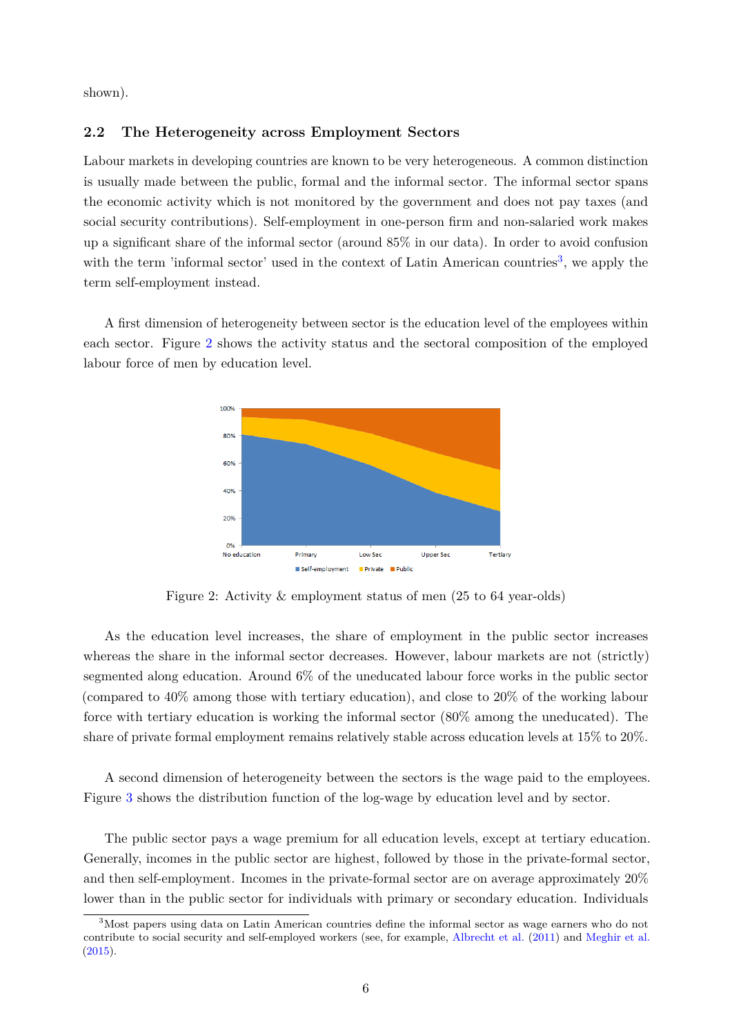shown).

### 2.2 The Heterogeneity across Employment Sectors

Labour markets in developing countries are known to be very heterogeneous. A common distinction is usually made between the public, formal and the informal sector. The informal sector spans the economic activity which is not monitored by the government and does not pay taxes (and social security contributions). Self-employment in one-person firm and non-salaried work makes up a significant share of the informal sector (around 85% in our data). In order to avoid confusion with the term 'informal sector' used in the context of Latin American countries[3], we apply the term self-employment instead.

A first dimension of heterogeneity between sector is the education level of the employees within each sector. Figure 2 shows the activity status and the sectoral composition of the employed labour force of men by education level.

Figure 2: Activity & employment status of men (25 to 64 year-olds)

As the education level increases, the share of employment in the public sector increases whereas the share in the informal sector decreases. However, labour markets are not (strictly) segmented along education. Around 6% of the uneducated labour force works in the public sector (compared to 40% among those with tertiary education), and close to 20% of the working labour force with tertiary education is working the informal sector (80% among the uneducated). The share of private formal employment remains relatively stable across education levels at 15% to 20%.

A second dimension of heterogeneity between the sectors is the wage paid to the employees. Figure 3 shows the distribution function of the log-wage by education level and by sector.

The public sector pays a wage premium for all education levels, except at tertiary education. Generally, incomes in the public sector are highest, followed by those in the private-formal sector, and then self-employment. Incomes in the private-formal sector are on average approximately 20% lower than in the public sector for individuals with primary or secondary education. Individuals

[3]Most papers using data on Latin American countries define the informal sector as wage earners who do not contribute to social security and self-employed workers (see, for example, Albrecht et al. (2011) and Meghir et al. (2015).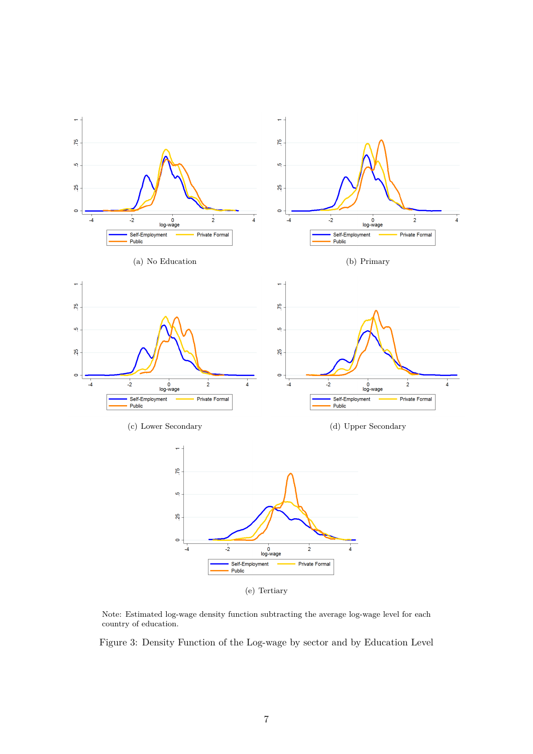(a) No Education

(b) Primary

(c) Lower Secondary

(d) Upper Secondary

(e) Tertiary

Note: Estimated log-wage density function subtracting the average log-wage level for each country of education.

Figure 3: Density Function of the Log-wage by sector and by Education Level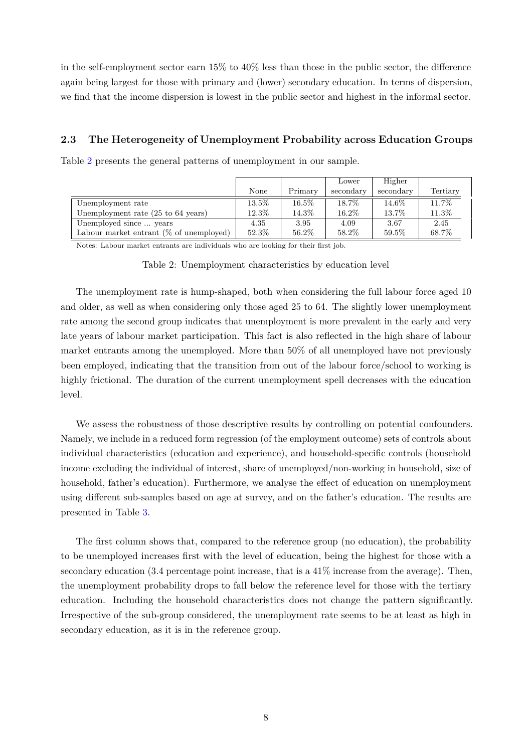in the self-employment sector earn 15% to 40% less than those in the public sector, the difference again being largest for those with primary and (lower) secondary education. In terms of dispersion, we find that the income dispersion is lowest in the public sector and highest in the informal sector.

### 2.3 The Heterogeneity of Unemployment Probability across Education Groups

Table 2 presents the general patterns of unemployment in our sample.

| | None | Primary | Lower secondary | Higher secondary | Tertiary |
|---|---|---|---|---|---|
| Unemployment rate | 13.5% | 16.5% | 18.7% | 14.6% | 11.7% |
| Unemployment rate (25 to 64 years) | 12.3% | 14.3% | 16.2% | 13.7% | 11.3% |
| Unemployed since ... years | 4.35 | 3.95 | 4.09 | 3.67 | 2.45 |
| Labour market entrant (% of unemployed) | 52.3% | 56.2% | 58.2% | 59.5% | 68.7% |

Notes: Labour market entrants are individuals who are looking for their first job.

Table 2: Unemployment characteristics by education level

The unemployment rate is hump-shaped, both when considering the full labour force aged 10 and older, as well as when considering only those aged 25 to 64. The slightly lower unemployment rate among the second group indicates that unemployment is more prevalent in the early and very late years of labour market participation. This fact is also reflected in the high share of labour market entrants among the unemployed. More than 50% of all unemployed have not previously been employed, indicating that the transition from out of the labour force/school to working is highly frictional. The duration of the current unemployment spell decreases with the education level.

We assess the robustness of those descriptive results by controlling on potential confounders. Namely, we include in a reduced form regression (of the employment outcome) sets of controls about individual characteristics (education and experience), and household-specific controls (household income excluding the individual of interest, share of unemployed/non-working in household, size of household, father's education). Furthermore, we analyse the effect of education on unemployment using different sub-samples based on age at survey, and on the father's education. The results are presented in Table 3.

The first column shows that, compared to the reference group (no education), the probability to be unemployed increases first with the level of education, being the highest for those with a secondary education (3.4 percentage point increase, that is a 41% increase from the average). Then, the unemployment probability drops to fall below the reference level for those with the tertiary education. Including the household characteristics does not change the pattern significantly. Irrespective of the sub-group considered, the unemployment rate seems to be at least as high in secondary education, as it is in the reference group.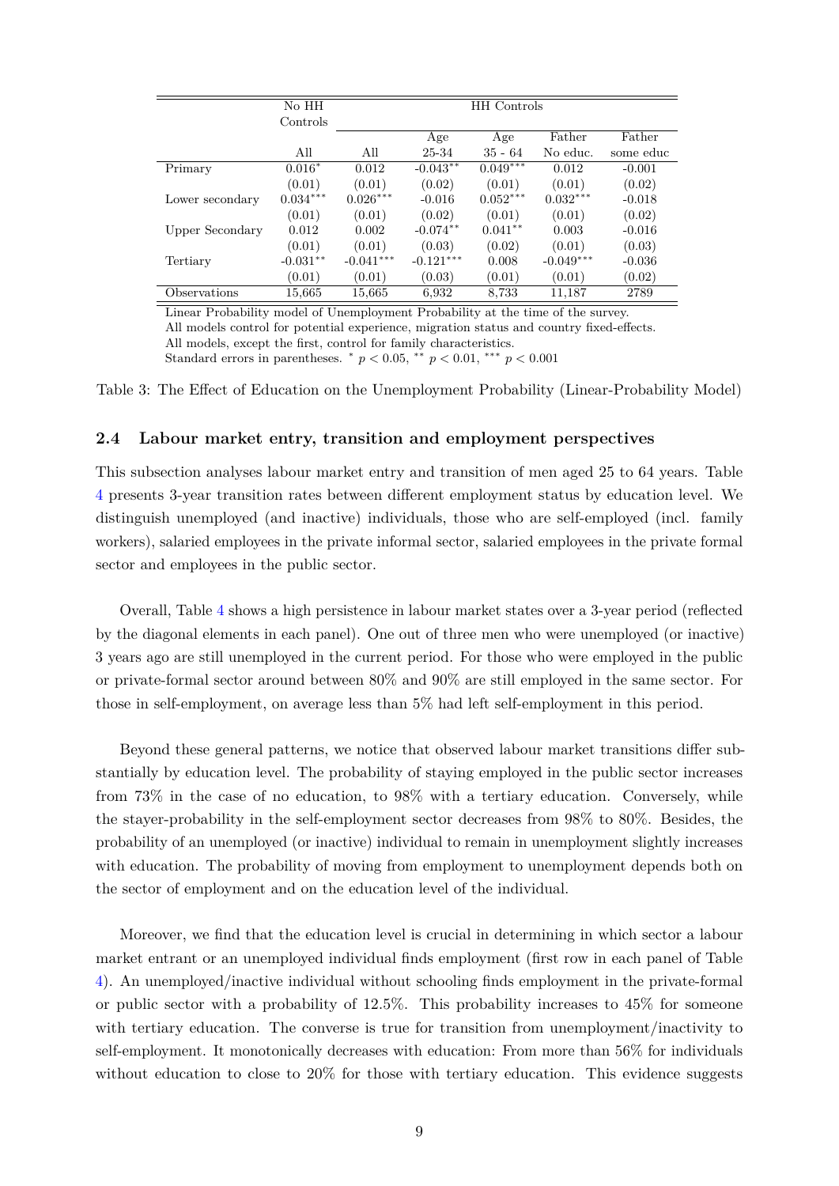| | No HH Controls | HH Controls | | | | |
|---|---|---|---|---|---|---|
| | | | Age | Age | Father | Father |
| | All | All | 25-34 | 35 - 64 | No educ. | some educ |
| Primary | $0.016^{*}$ | 0.012 | $-0.043^{**}$ | $0.049^{***}$ | 0.012 | -0.001 |
| | (0.01) | (0.01) | (0.02) | (0.01) | (0.01) | (0.02) |
| Lower secondary | $0.034^{***}$ | $0.026^{***}$ | -0.016 | $0.052^{***}$ | $0.032^{***}$ | -0.018 |
| | (0.01) | (0.01) | (0.02) | (0.01) | (0.01) | (0.02) |
| Upper Secondary | 0.012 | 0.002 | $-0.074^{**}$ | $0.041^{**}$ | 0.003 | -0.016 |
| | (0.01) | (0.01) | (0.03) | (0.02) | (0.01) | (0.03) |
| Tertiary | $-0.031^{**}$ | $-0.041^{***}$ | $-0.121^{***}$ | 0.008 | $-0.049^{***}$ | -0.036 |
| | (0.01) | (0.01) | (0.03) | (0.01) | (0.01) | (0.02) |
| Observations | 15,665 | 15,665 | 6,932 | 8,733 | 11,187 | 2789 |

Linear Probability model of Unemployment Probability at the time of the survey.
All models control for potential experience, migration status and country fixed-effects.
All models, except the first, control for family characteristics.
Standard errors in parentheses. $^{*}$ $p < 0.05$, $^{**}$ $p < 0.01$, $^{***}$ $p < 0.001$

Table 3: The Effect of Education on the Unemployment Probability (Linear-Probability Model)

### 2.4 Labour market entry, transition and employment perspectives

This subsection analyses labour market entry and transition of men aged 25 to 64 years. Table 4 presents 3-year transition rates between different employment status by education level. We distinguish unemployed (and inactive) individuals, those who are self-employed (incl. family workers), salaried employees in the private informal sector, salaried employees in the private formal sector and employees in the public sector.

Overall, Table 4 shows a high persistence in labour market states over a 3-year period (reflected by the diagonal elements in each panel). One out of three men who were unemployed (or inactive) 3 years ago are still unemployed in the current period. For those who were employed in the public or private-formal sector around between 80% and 90% are still employed in the same sector. For those in self-employment, on average less than 5% had left self-employment in this period.

Beyond these general patterns, we notice that observed labour market transitions differ substantially by education level. The probability of staying employed in the public sector increases from 73% in the case of no education, to 98% with a tertiary education. Conversely, while the stayer-probability in the self-employment sector decreases from 98% to 80%. Besides, the probability of an unemployed (or inactive) individual to remain in unemployment slightly increases with education. The probability of moving from employment to unemployment depends both on the sector of employment and on the education level of the individual.

Moreover, we find that the education level is crucial in determining in which sector a labour market entrant or an unemployed individual finds employment (first row in each panel of Table 4). An unemployed/inactive individual without schooling finds employment in the private-formal or public sector with a probability of 12.5%. This probability increases to 45% for someone with tertiary education. The converse is true for transition from unemployment/inactivity to self-employment. It monotonically decreases with education: From more than 56% for individuals without education to close to 20% for those with tertiary education. This evidence suggests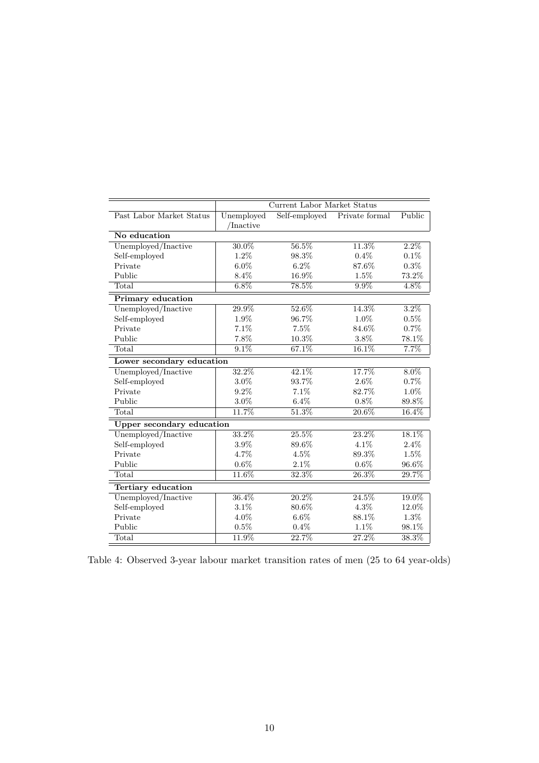| | Current Labor Market Status | | | |
|---|---|---|---|---|
| Past Labor Market Status | Unemployed /Inactive | Self-employed | Private formal | Public |
| **No education** | | | | |
| Unemployed/Inactive | 30.0% | 56.5% | 11.3% | 2.2% |
| Self-employed | 1.2% | 98.3% | 0.4% | 0.1% |
| Private | 6.0% | 6.2% | 87.6% | 0.3% |
| Public | 8.4% | 16.9% | 1.5% | 73.2% |
| Total | 6.8% | 78.5% | 9.9% | 4.8% |
| **Primary education** | | | | |
| Unemployed/Inactive | 29.9% | 52.6% | 14.3% | 3.2% |
| Self-employed | 1.9% | 96.7% | 1.0% | 0.5% |
| Private | 7.1% | 7.5% | 84.6% | 0.7% |
| Public | 7.8% | 10.3% | 3.8% | 78.1% |
| Total | 9.1% | 67.1% | 16.1% | 7.7% |
| **Lower secondary education** | | | | |
| Unemployed/Inactive | 32.2% | 42.1% | 17.7% | 8.0% |
| Self-employed | 3.0% | 93.7% | 2.6% | 0.7% |
| Private | 9.2% | 7.1% | 82.7% | 1.0% |
| Public | 3.0% | 6.4% | 0.8% | 89.8% |
| Total | 11.7% | 51.3% | 20.6% | 16.4% |
| **Upper secondary education** | | | | |
| Unemployed/Inactive | 33.2% | 25.5% | 23.2% | 18.1% |
| Self-employed | 3.9% | 89.6% | 4.1% | 2.4% |
| Private | 4.7% | 4.5% | 89.3% | 1.5% |
| Public | 0.6% | 2.1% | 0.6% | 96.6% |
| Total | 11.6% | 32.3% | 26.3% | 29.7% |
| **Tertiary education** | | | | |
| Unemployed/Inactive | 36.4% | 20.2% | 24.5% | 19.0% |
| Self-employed | 3.1% | 80.6% | 4.3% | 12.0% |
| Private | 4.0% | 6.6% | 88.1% | 1.3% |
| Public | 0.5% | 0.4% | 1.1% | 98.1% |
| Total | 11.9% | 22.7% | 27.2% | 38.3% |

Table 4: Observed 3-year labour market transition rates of men (25 to 64 year-olds)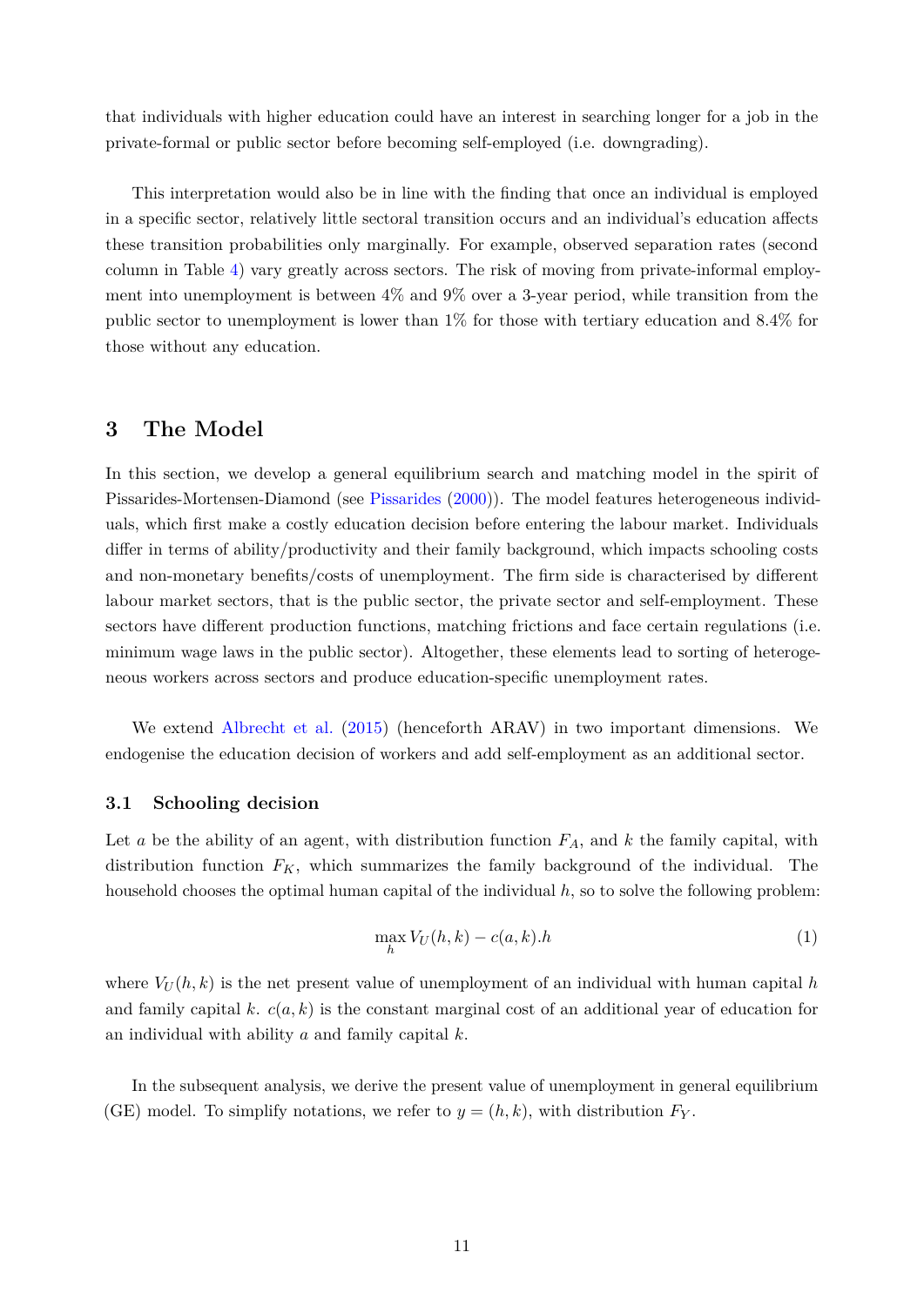that individuals with higher education could have an interest in searching longer for a job in the private-formal or public sector before becoming self-employed (i.e. downgrading).

This interpretation would also be in line with the finding that once an individual is employed in a specific sector, relatively little sectoral transition occurs and an individual's education affects these transition probabilities only marginally. For example, observed separation rates (second column in Table 4) vary greatly across sectors. The risk of moving from private-informal employment into unemployment is between 4% and 9% over a 3-year period, while transition from the public sector to unemployment is lower than 1% for those with tertiary education and 8.4% for those without any education.

## 3 The Model

In this section, we develop a general equilibrium search and matching model in the spirit of Pissarides-Mortensen-Diamond (see Pissarides (2000)). The model features heterogeneous individuals, which first make a costly education decision before entering the labour market. Individuals differ in terms of ability/productivity and their family background, which impacts schooling costs and non-monetary benefits/costs of unemployment. The firm side is characterised by different labour market sectors, that is the public sector, the private sector and self-employment. These sectors have different production functions, matching frictions and face certain regulations (i.e. minimum wage laws in the public sector). Altogether, these elements lead to sorting of heterogeneous workers across sectors and produce education-specific unemployment rates.

We extend Albrecht et al. (2015) (henceforth ARAV) in two important dimensions. We endogenise the education decision of workers and add self-employment as an additional sector.

### 3.1 Schooling decision

Let $a$ be the ability of an agent, with distribution function $F_A$, and $k$ the family capital, with distribution function $F_K$, which summarizes the family background of the individual. The household chooses the optimal human capital of the individual $h$, so to solve the following problem:

$$\max_{h} V_U(h,k) - c(a,k).h \tag{1}$$

where $V_U(h,k)$ is the net present value of unemployment of an individual with human capital $h$ and family capital $k$. $c(a,k)$ is the constant marginal cost of an additional year of education for an individual with ability $a$ and family capital $k$.

In the subsequent analysis, we derive the present value of unemployment in general equilibrium (GE) model. To simplify notations, we refer to $y = (h,k)$, with distribution $F_Y$.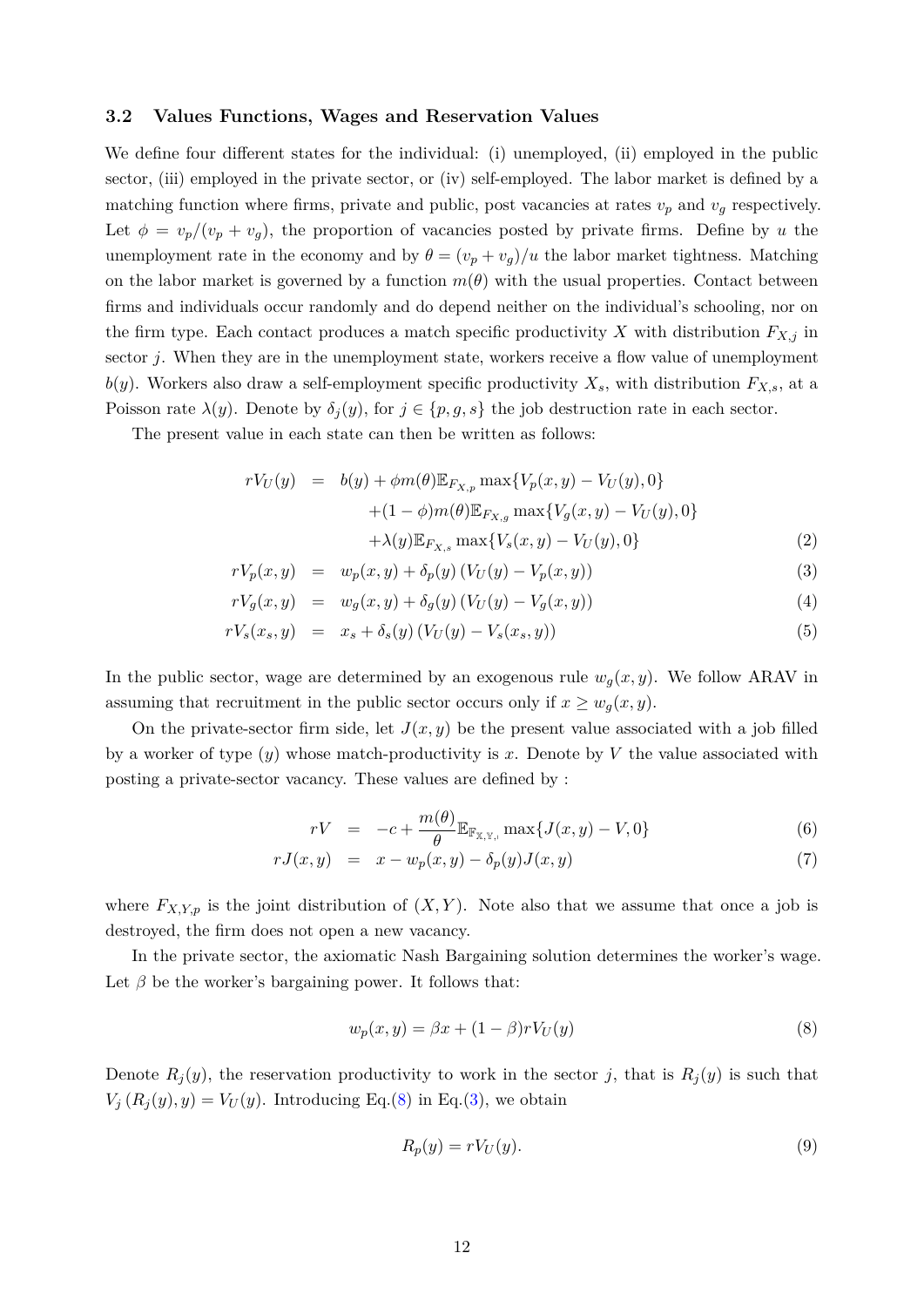### 3.2 Values Functions, Wages and Reservation Values

We define four different states for the individual: (i) unemployed, (ii) employed in the public sector, (iii) employed in the private sector, or (iv) self-employed. The labor market is defined by a matching function where firms, private and public, post vacancies at rates $v_p$ and $v_g$ respectively. Let $\phi = v_p/(v_p + v_g)$, the proportion of vacancies posted by private firms. Define by $u$ the unemployment rate in the economy and by $\theta = (v_p + v_g)/u$ the labor market tightness. Matching on the labor market is governed by a function $m(\theta)$ with the usual properties. Contact between firms and individuals occur randomly and do depend neither on the individual's schooling, nor on the firm type. Each contact produces a match specific productivity $X$ with distribution $F_{X,j}$ in sector $j$. When they are in the unemployment state, workers receive a flow value of unemployment $b(y)$. Workers also draw a self-employment specific productivity $X_s$, with distribution $F_{X,s}$, at a Poisson rate $\lambda(y)$. Denote by $\delta_j(y)$, for $j \in \{p, g, s\}$ the job destruction rate in each sector.

The present value in each state can then be written as follows:

$$
\begin{aligned}
rV_U(y) &= b(y) + \phi m(\theta)\mathbb{E}_{F_{X,p}} \max\{V_p(x,y) - V_U(y), 0\} \\
&\quad + (1-\phi)m(\theta)\mathbb{E}_{F_{X,g}} \max\{V_g(x,y) - V_U(y), 0\} \\
&\quad + \lambda(y)\mathbb{E}_{F_{X,s}} \max\{V_s(x,y) - V_U(y), 0\} \qquad (2)
\end{aligned}
$$

$$
rV_p(x,y) = w_p(x,y) + \delta_p(y)\left(V_U(y) - V_p(x,y)\right) \qquad (3)
$$

$$
rV_g(x,y) = w_g(x,y) + \delta_g(y)\left(V_U(y) - V_g(x,y)\right) \qquad (4)
$$

$$
rV_s(x_s,y) = x_s + \delta_s(y)\left(V_U(y) - V_s(x_s,y)\right) \qquad (5)
$$

In the public sector, wage are determined by an exogenous rule $w_g(x,y)$. We follow ARAV in assuming that recruitment in the public sector occurs only if $x \geq w_g(x,y)$.

On the private-sector firm side, let $J(x,y)$ be the present value associated with a job filled by a worker of type $(y)$ whose match-productivity is $x$. Denote by $V$ the value associated with posting a private-sector vacancy. These values are defined by :

$$
rV = -c + \frac{m(\theta)}{\theta}\mathbb{E}_{\mathbb{F}_{\mathbb{X},\mathbb{Y},\mathbb{I}}} \max\{J(x,y) - V, 0\} \qquad (6)
$$

$$
rJ(x,y) = x - w_p(x,y) - \delta_p(y)J(x,y) \qquad (7)
$$

where $F_{X,Y,p}$ is the joint distribution of $(X,Y)$. Note also that we assume that once a job is destroyed, the firm does not open a new vacancy.

In the private sector, the axiomatic Nash Bargaining solution determines the worker's wage. Let $\beta$ be the worker's bargaining power. It follows that:

$$
w_p(x,y) = \beta x + (1-\beta)rV_U(y) \qquad (8)
$$

Denote $R_j(y)$, the reservation productivity to work in the sector $j$, that is $R_j(y)$ is such that $V_j\left(R_j(y), y\right) = V_U(y)$. Introducing Eq.(8) in Eq.(3), we obtain

$$
R_p(y) = rV_U(y). \qquad (9)
$$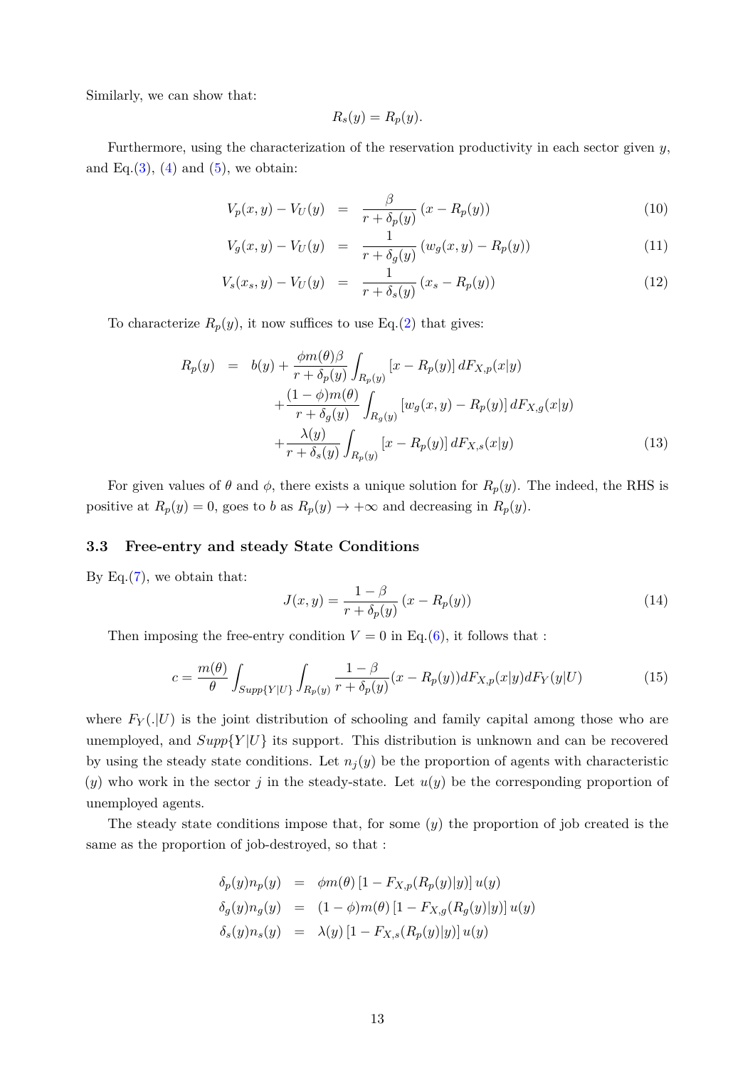Similarly, we can show that:

$$R_s(y) = R_p(y).$$

Furthermore, using the characterization of the reservation productivity in each sector given $y$, and Eq.(3), (4) and (5), we obtain:

$$
\begin{aligned}
V_p(x, y) - V_U(y) &= \frac{\beta}{r + \delta_p(y)} (x - R_p(y)) && (10)\\
V_g(x, y) - V_U(y) &= \frac{1}{r + \delta_g(y)} (w_g(x, y) - R_p(y)) && (11)\\
V_s(x_s, y) - V_U(y) &= \frac{1}{r + \delta_s(y)} (x_s - R_p(y)) && (12)
\end{aligned}
$$

To characterize $R_p(y)$, it now suffices to use Eq.(2) that gives:

$$
\begin{aligned}
R_p(y) = \; & b(y) + \frac{\phi m(\theta)\beta}{r + \delta_p(y)} \int_{R_p(y)} [x - R_p(y)] \, dF_{X,p}(x|y) \\
& + \frac{(1-\phi)m(\theta)}{r + \delta_g(y)} \int_{R_g(y)} [w_g(x, y) - R_p(y)] \, dF_{X,g}(x|y) \\
& + \frac{\lambda(y)}{r + \delta_s(y)} \int_{R_p(y)} [x - R_p(y)] \, dF_{X,s}(x|y) \qquad (13)
\end{aligned}
$$

For given values of $\theta$ and $\phi$, there exists a unique solution for $R_p(y)$. The indeed, the RHS is positive at $R_p(y) = 0$, goes to $b$ as $R_p(y) \to +\infty$ and decreasing in $R_p(y)$.

### 3.3 Free-entry and steady State Conditions

By Eq.(7), we obtain that:

$$J(x, y) = \frac{1-\beta}{r + \delta_p(y)} (x - R_p(y)) \qquad (14)$$

Then imposing the free-entry condition $V = 0$ in Eq.(6), it follows that :

$$c = \frac{m(\theta)}{\theta} \int_{Supp\{Y|U\}} \int_{R_p(y)} \frac{1-\beta}{r + \delta_p(y)} (x - R_p(y)) dF_{X,p}(x|y) dF_Y(y|U) \qquad (15)$$

where $F_Y(.|U)$ is the joint distribution of schooling and family capital among those who are unemployed, and $Supp\{Y|U\}$ its support. This distribution is unknown and can be recovered by using the steady state conditions. Let $n_j(y)$ be the proportion of agents with characteristic $(y)$ who work in the sector $j$ in the steady-state. Let $u(y)$ be the corresponding proportion of unemployed agents.

The steady state conditions impose that, for some $(y)$ the proportion of job created is the same as the proportion of job-destroyed, so that :

$$
\begin{aligned}
\delta_p(y) n_p(y) &= \phi m(\theta) [1 - F_{X,p}(R_p(y)|y)] \, u(y) \\
\delta_g(y) n_g(y) &= (1-\phi) m(\theta) [1 - F_{X,g}(R_g(y)|y)] \, u(y) \\
\delta_s(y) n_s(y) &= \lambda(y) [1 - F_{X,s}(R_p(y)|y)] \, u(y)
\end{aligned}
$$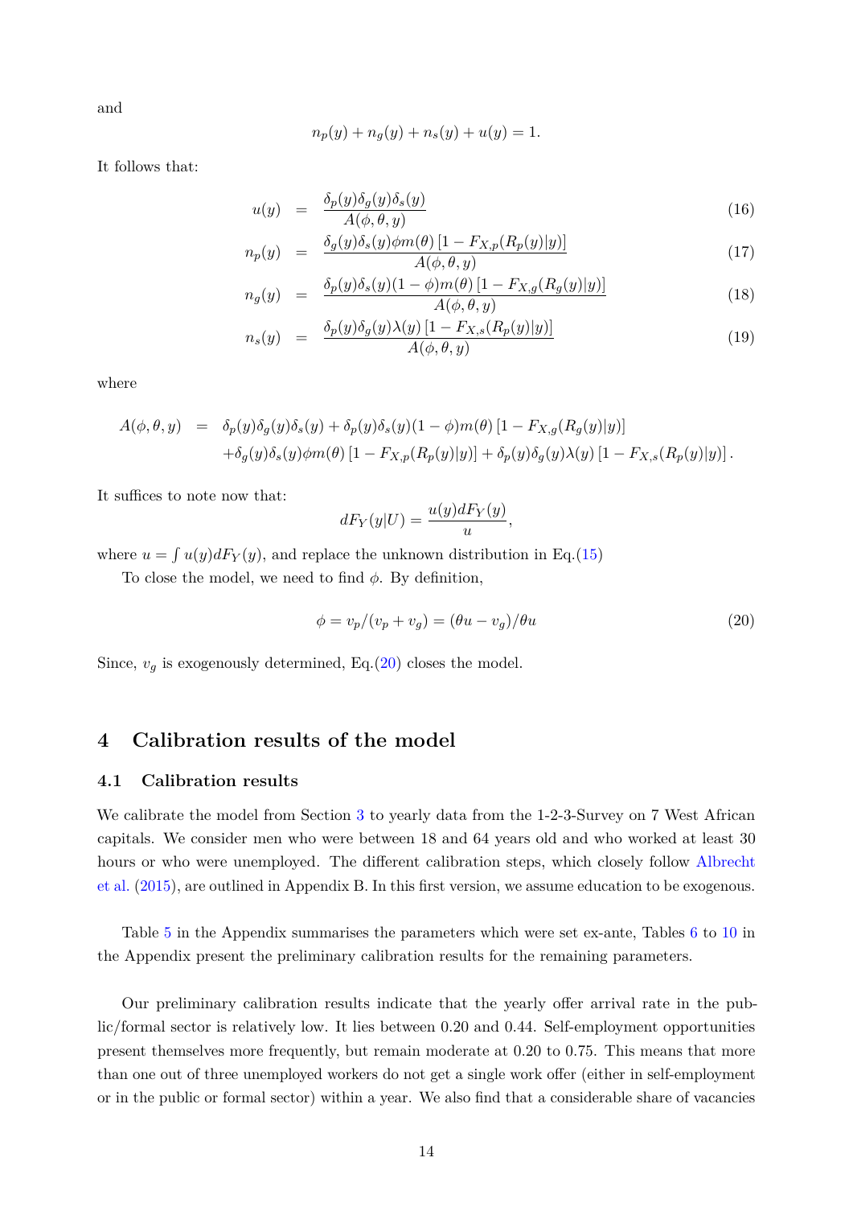and

$$n_p(y) + n_g(y) + n_s(y) + u(y) = 1.$$

It follows that:

$$\begin{aligned}
u(y) &= \frac{\delta_p(y)\delta_g(y)\delta_s(y)}{A(\phi,\theta,y)} &(16)\\
n_p(y) &= \frac{\delta_g(y)\delta_s(y)\phi m(\theta)\left[1 - F_{X,p}(R_p(y)|y)\right]}{A(\phi,\theta,y)} &(17)\\
n_g(y) &= \frac{\delta_p(y)\delta_s(y)(1-\phi)m(\theta)\left[1 - F_{X,g}(R_g(y)|y)\right]}{A(\phi,\theta,y)} &(18)\\
n_s(y) &= \frac{\delta_p(y)\delta_g(y)\lambda(y)\left[1 - F_{X,s}(R_p(y)|y)\right]}{A(\phi,\theta,y)} &(19)
\end{aligned}$$

where

$$\begin{aligned}
A(\phi,\theta,y) &= \delta_p(y)\delta_g(y)\delta_s(y) + \delta_p(y)\delta_s(y)(1-\phi)m(\theta)\left[1 - F_{X,g}(R_g(y)|y)\right] \\
&\quad + \delta_g(y)\delta_s(y)\phi m(\theta)\left[1 - F_{X,p}(R_p(y)|y)\right] + \delta_p(y)\delta_g(y)\lambda(y)\left[1 - F_{X,s}(R_p(y)|y)\right].
\end{aligned}$$

It suffices to note now that:

$$dF_Y(y|U) = \frac{u(y)dF_Y(y)}{u},$$

where $u = \int u(y)dF_Y(y)$, and replace the unknown distribution in Eq.(15)

To close the model, we need to find $\phi$. By definition,

$$\phi = v_p/(v_p + v_g) = (\theta u - v_g)/\theta u \tag{20}$$

Since, $v_g$ is exogenously determined, Eq.(20) closes the model.

# 4 Calibration results of the model

## 4.1 Calibration results

We calibrate the model from Section 3 to yearly data from the 1-2-3-Survey on 7 West African capitals. We consider men who were between 18 and 64 years old and who worked at least 30 hours or who were unemployed. The different calibration steps, which closely follow Albrecht et al. (2015), are outlined in Appendix B. In this first version, we assume education to be exogenous.

Table 5 in the Appendix summarises the parameters which were set ex-ante, Tables 6 to 10 in the Appendix present the preliminary calibration results for the remaining parameters.

Our preliminary calibration results indicate that the yearly offer arrival rate in the public/formal sector is relatively low. It lies between 0.20 and 0.44. Self-employment opportunities present themselves more frequently, but remain moderate at 0.20 to 0.75. This means that more than one out of three unemployed workers do not get a single work offer (either in self-employment or in the public or formal sector) within a year. We also find that a considerable share of vacancies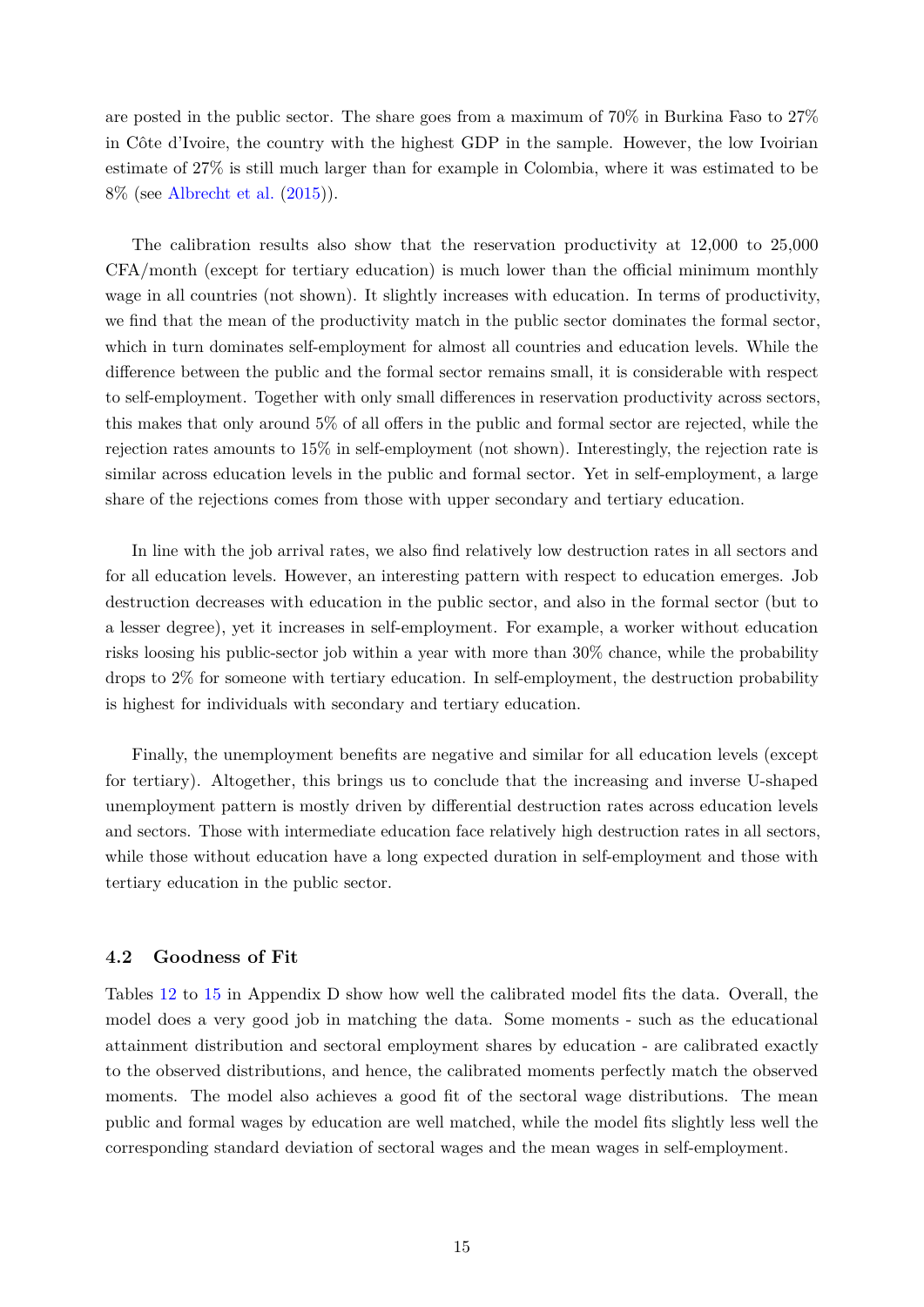are posted in the public sector. The share goes from a maximum of 70% in Burkina Faso to 27% in Côte d'Ivoire, the country with the highest GDP in the sample. However, the low Ivoirian estimate of 27% is still much larger than for example in Colombia, where it was estimated to be 8% (see Albrecht et al. (2015)).

The calibration results also show that the reservation productivity at 12,000 to 25,000 CFA/month (except for tertiary education) is much lower than the official minimum monthly wage in all countries (not shown). It slightly increases with education. In terms of productivity, we find that the mean of the productivity match in the public sector dominates the formal sector, which in turn dominates self-employment for almost all countries and education levels. While the difference between the public and the formal sector remains small, it is considerable with respect to self-employment. Together with only small differences in reservation productivity across sectors, this makes that only around 5% of all offers in the public and formal sector are rejected, while the rejection rates amounts to 15% in self-employment (not shown). Interestingly, the rejection rate is similar across education levels in the public and formal sector. Yet in self-employment, a large share of the rejections comes from those with upper secondary and tertiary education.

In line with the job arrival rates, we also find relatively low destruction rates in all sectors and for all education levels. However, an interesting pattern with respect to education emerges. Job destruction decreases with education in the public sector, and also in the formal sector (but to a lesser degree), yet it increases in self-employment. For example, a worker without education risks loosing his public-sector job within a year with more than 30% chance, while the probability drops to 2% for someone with tertiary education. In self-employment, the destruction probability is highest for individuals with secondary and tertiary education.

Finally, the unemployment benefits are negative and similar for all education levels (except for tertiary). Altogether, this brings us to conclude that the increasing and inverse U-shaped unemployment pattern is mostly driven by differential destruction rates across education levels and sectors. Those with intermediate education face relatively high destruction rates in all sectors, while those without education have a long expected duration in self-employment and those with tertiary education in the public sector.

### 4.2 Goodness of Fit

Tables 12 to 15 in Appendix D show how well the calibrated model fits the data. Overall, the model does a very good job in matching the data. Some moments - such as the educational attainment distribution and sectoral employment shares by education - are calibrated exactly to the observed distributions, and hence, the calibrated moments perfectly match the observed moments. The model also achieves a good fit of the sectoral wage distributions. The mean public and formal wages by education are well matched, while the model fits slightly less well the corresponding standard deviation of sectoral wages and the mean wages in self-employment.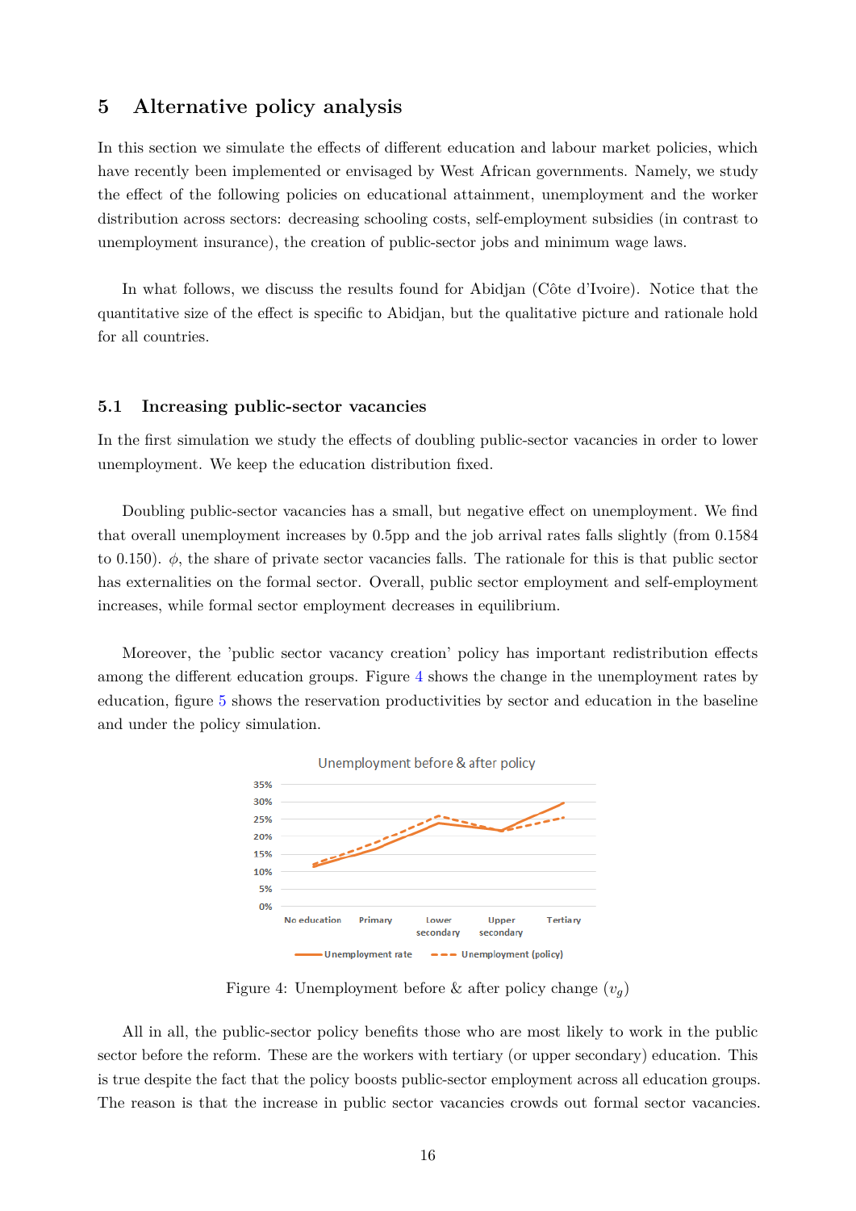# 5 Alternative policy analysis

In this section we simulate the effects of different education and labour market policies, which have recently been implemented or envisaged by West African governments. Namely, we study the effect of the following policies on educational attainment, unemployment and the worker distribution across sectors: decreasing schooling costs, self-employment subsidies (in contrast to unemployment insurance), the creation of public-sector jobs and minimum wage laws.

In what follows, we discuss the results found for Abidjan (Côte d'Ivoire). Notice that the quantitative size of the effect is specific to Abidjan, but the qualitative picture and rationale hold for all countries.

## 5.1 Increasing public-sector vacancies

In the first simulation we study the effects of doubling public-sector vacancies in order to lower unemployment. We keep the education distribution fixed.

Doubling public-sector vacancies has a small, but negative effect on unemployment. We find that overall unemployment increases by 0.5pp and the job arrival rates falls slightly (from 0.1584 to 0.150). $\phi$, the share of private sector vacancies falls. The rationale for this is that public sector has externalities on the formal sector. Overall, public sector employment and self-employment increases, while formal sector employment decreases in equilibrium.

Moreover, the 'public sector vacancy creation' policy has important redistribution effects among the different education groups. Figure 4 shows the change in the unemployment rates by education, figure 5 shows the reservation productivities by sector and education in the baseline and under the policy simulation.

Figure 4: Unemployment before & after policy change ($v_g$)

All in all, the public-sector policy benefits those who are most likely to work in the public sector before the reform. These are the workers with tertiary (or upper secondary) education. This is true despite the fact that the policy boosts public-sector employment across all education groups. The reason is that the increase in public sector vacancies crowds out formal sector vacancies.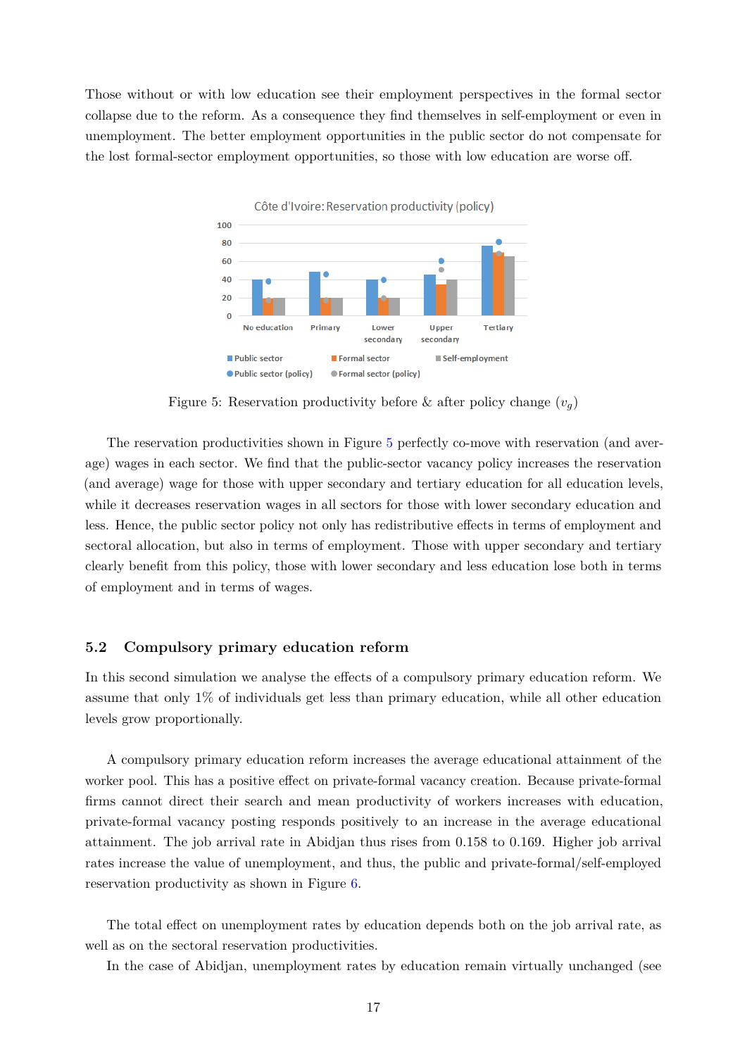Those without or with low education see their employment perspectives in the formal sector collapse due to the reform. As a consequence they find themselves in self-employment or even in unemployment. The better employment opportunities in the public sector do not compensate for the lost formal-sector employment opportunities, so those with low education are worse off.

Figure 5: Reservation productivity before & after policy change ($v_g$)

The reservation productivities shown in Figure 5 perfectly co-move with reservation (and average) wages in each sector. We find that the public-sector vacancy policy increases the reservation (and average) wage for those with upper secondary and tertiary education for all education levels, while it decreases reservation wages in all sectors for those with lower secondary education and less. Hence, the public sector policy not only has redistributive effects in terms of employment and sectoral allocation, but also in terms of employment. Those with upper secondary and tertiary clearly benefit from this policy, those with lower secondary and less education lose both in terms of employment and in terms of wages.

### 5.2 Compulsory primary education reform

In this second simulation we analyse the effects of a compulsory primary education reform. We assume that only 1% of individuals get less than primary education, while all other education levels grow proportionally.

A compulsory primary education reform increases the average educational attainment of the worker pool. This has a positive effect on private-formal vacancy creation. Because private-formal firms cannot direct their search and mean productivity of workers increases with education, private-formal vacancy posting responds positively to an increase in the average educational attainment. The job arrival rate in Abidjan thus rises from 0.158 to 0.169. Higher job arrival rates increase the value of unemployment, and thus, the public and private-formal/self-employed reservation productivity as shown in Figure 6.

The total effect on unemployment rates by education depends both on the job arrival rate, as well as on the sectoral reservation productivities.

In the case of Abidjan, unemployment rates by education remain virtually unchanged (see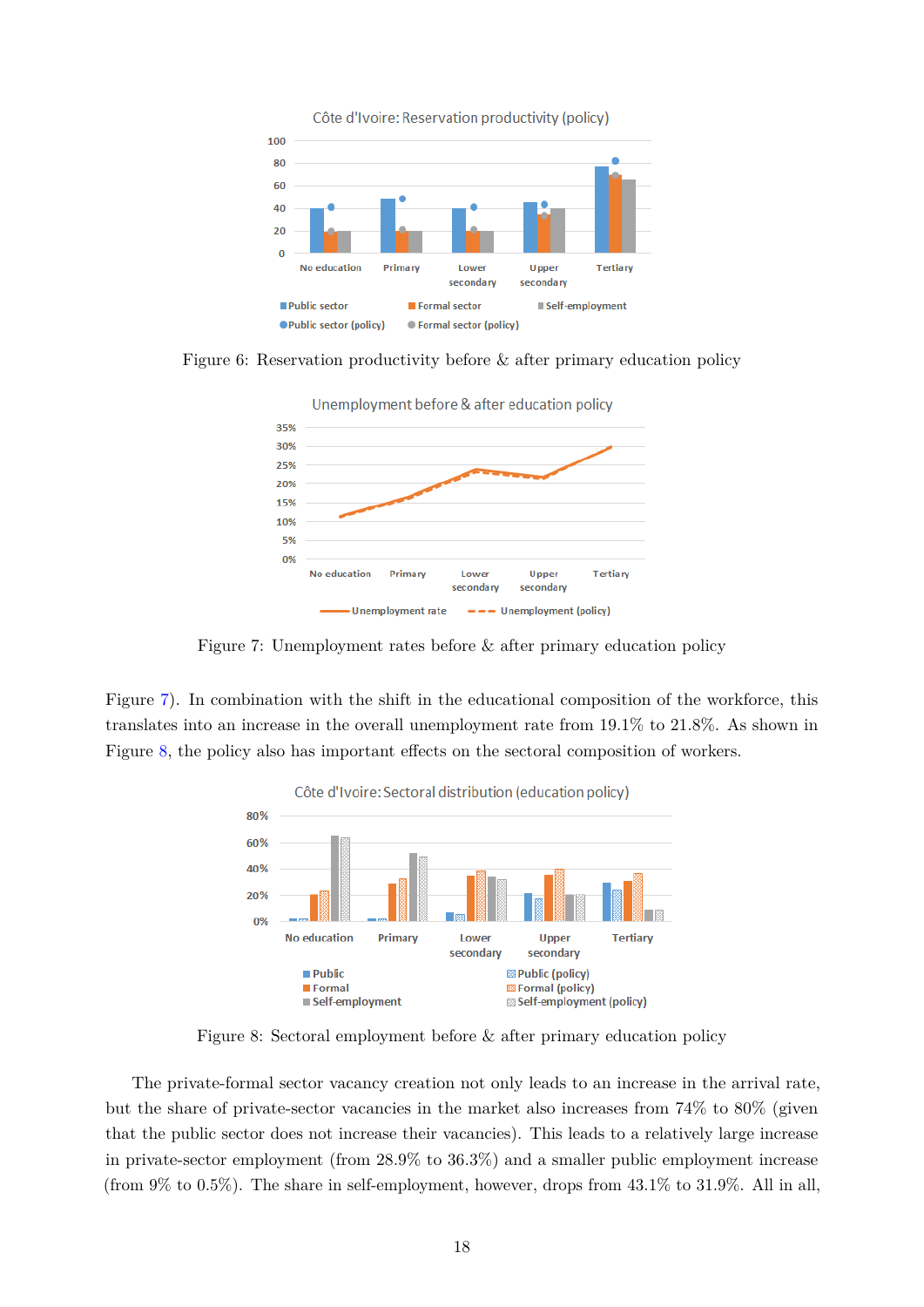Figure 6: Reservation productivity before & after primary education policy

Figure 7: Unemployment rates before & after primary education policy

Figure 7). In combination with the shift in the educational composition of the workforce, this translates into an increase in the overall unemployment rate from 19.1% to 21.8%. As shown in Figure 8, the policy also has important effects on the sectoral composition of workers.

Figure 8: Sectoral employment before & after primary education policy

The private-formal sector vacancy creation not only leads to an increase in the arrival rate, but the share of private-sector vacancies in the market also increases from 74% to 80% (given that the public sector does not increase their vacancies). This leads to a relatively large increase in private-sector employment (from 28.9% to 36.3%) and a smaller public employment increase (from 9% to 0.5%). The share in self-employment, however, drops from 43.1% to 31.9%. All in all,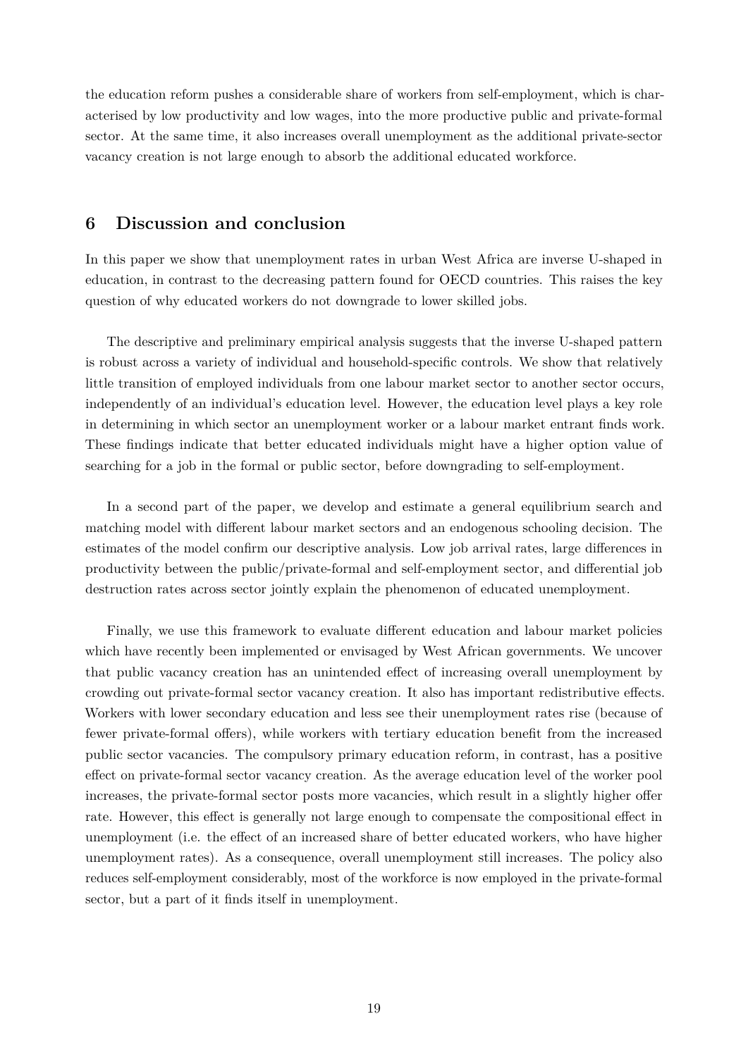the education reform pushes a considerable share of workers from self-employment, which is characterised by low productivity and low wages, into the more productive public and private-formal sector. At the same time, it also increases overall unemployment as the additional private-sector vacancy creation is not large enough to absorb the additional educated workforce.

## 6 Discussion and conclusion

In this paper we show that unemployment rates in urban West Africa are inverse U-shaped in education, in contrast to the decreasing pattern found for OECD countries. This raises the key question of why educated workers do not downgrade to lower skilled jobs.

The descriptive and preliminary empirical analysis suggests that the inverse U-shaped pattern is robust across a variety of individual and household-specific controls. We show that relatively little transition of employed individuals from one labour market sector to another sector occurs, independently of an individual's education level. However, the education level plays a key role in determining in which sector an unemployment worker or a labour market entrant finds work. These findings indicate that better educated individuals might have a higher option value of searching for a job in the formal or public sector, before downgrading to self-employment.

In a second part of the paper, we develop and estimate a general equilibrium search and matching model with different labour market sectors and an endogenous schooling decision. The estimates of the model confirm our descriptive analysis. Low job arrival rates, large differences in productivity between the public/private-formal and self-employment sector, and differential job destruction rates across sector jointly explain the phenomenon of educated unemployment.

Finally, we use this framework to evaluate different education and labour market policies which have recently been implemented or envisaged by West African governments. We uncover that public vacancy creation has an unintended effect of increasing overall unemployment by crowding out private-formal sector vacancy creation. It also has important redistributive effects. Workers with lower secondary education and less see their unemployment rates rise (because of fewer private-formal offers), while workers with tertiary education benefit from the increased public sector vacancies. The compulsory primary education reform, in contrast, has a positive effect on private-formal sector vacancy creation. As the average education level of the worker pool increases, the private-formal sector posts more vacancies, which result in a slightly higher offer rate. However, this effect is generally not large enough to compensate the compositional effect in unemployment (i.e. the effect of an increased share of better educated workers, who have higher unemployment rates). As a consequence, overall unemployment still increases. The policy also reduces self-employment considerably, most of the workforce is now employed in the private-formal sector, but a part of it finds itself in unemployment.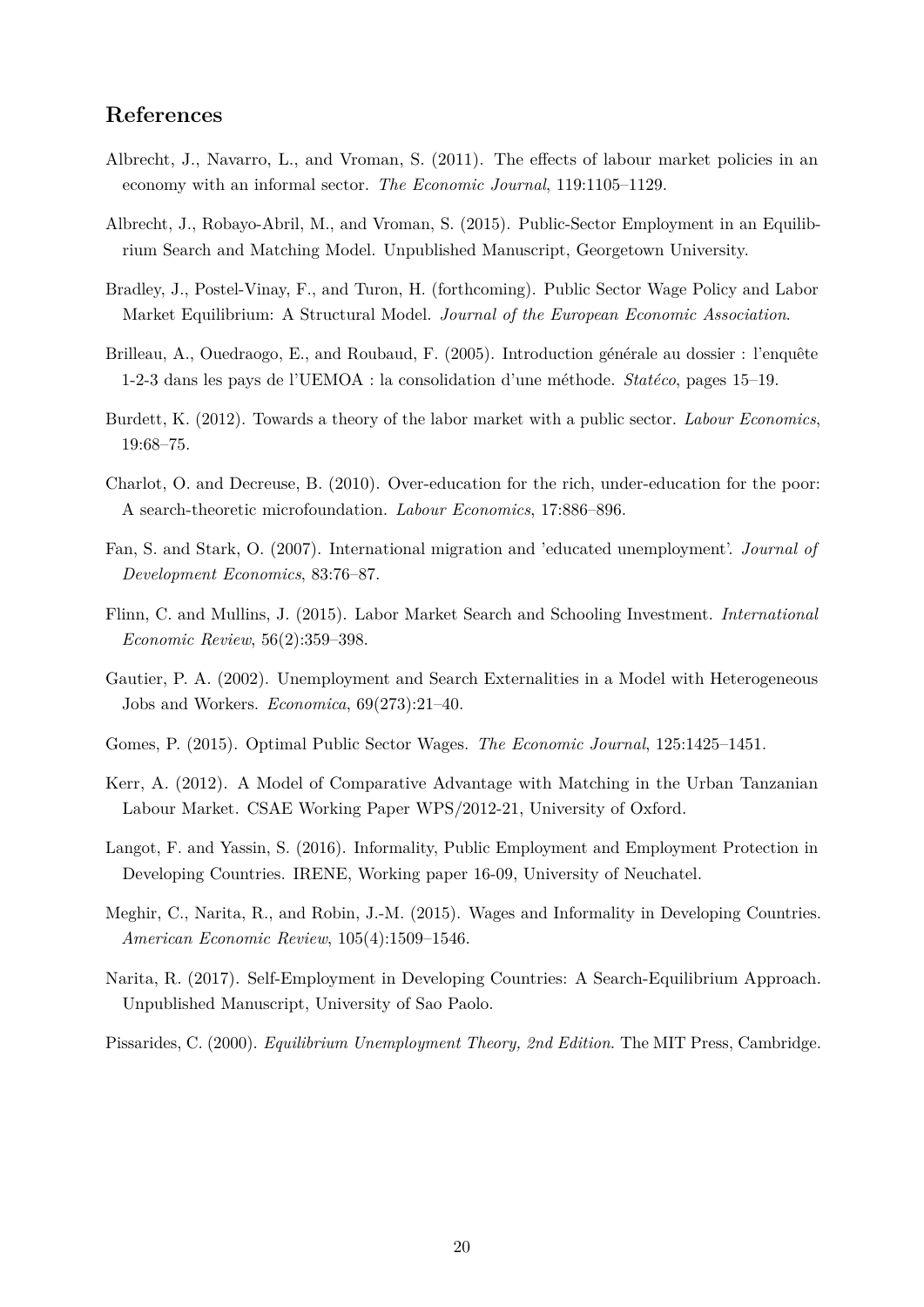## References

Albrecht, J., Navarro, L., and Vroman, S. (2011). The effects of labour market policies in an economy with an informal sector. *The Economic Journal*, 119:1105–1129.

Albrecht, J., Robayo-Abril, M., and Vroman, S. (2015). Public-Sector Employment in an Equilibrium Search and Matching Model. Unpublished Manuscript, Georgetown University.

Bradley, J., Postel-Vinay, F., and Turon, H. (forthcoming). Public Sector Wage Policy and Labor Market Equilibrium: A Structural Model. *Journal of the European Economic Association*.

Brilleau, A., Ouedraogo, E., and Roubaud, F. (2005). Introduction générale au dossier : l'enquête 1-2-3 dans les pays de l'UEMOA : la consolidation d'une méthode. *Statéco*, pages 15–19.

Burdett, K. (2012). Towards a theory of the labor market with a public sector. *Labour Economics*, 19:68–75.

Charlot, O. and Decreuse, B. (2010). Over-education for the rich, under-education for the poor: A search-theoretic microfoundation. *Labour Economics*, 17:886–896.

Fan, S. and Stark, O. (2007). International migration and 'educated unemployment'. *Journal of Development Economics*, 83:76–87.

Flinn, C. and Mullins, J. (2015). Labor Market Search and Schooling Investment. *International Economic Review*, 56(2):359–398.

Gautier, P. A. (2002). Unemployment and Search Externalities in a Model with Heterogeneous Jobs and Workers. *Economica*, 69(273):21–40.

Gomes, P. (2015). Optimal Public Sector Wages. *The Economic Journal*, 125:1425–1451.

Kerr, A. (2012). A Model of Comparative Advantage with Matching in the Urban Tanzanian Labour Market. CSAE Working Paper WPS/2012-21, University of Oxford.

Langot, F. and Yassin, S. (2016). Informality, Public Employment and Employment Protection in Developing Countries. IRENE, Working paper 16-09, University of Neuchatel.

Meghir, C., Narita, R., and Robin, J.-M. (2015). Wages and Informality in Developing Countries. *American Economic Review*, 105(4):1509–1546.

Narita, R. (2017). Self-Employment in Developing Countries: A Search-Equilibrium Approach. Unpublished Manuscript, University of Sao Paolo.

Pissarides, C. (2000). *Equilibrium Unemployment Theory, 2nd Edition*. The MIT Press, Cambridge.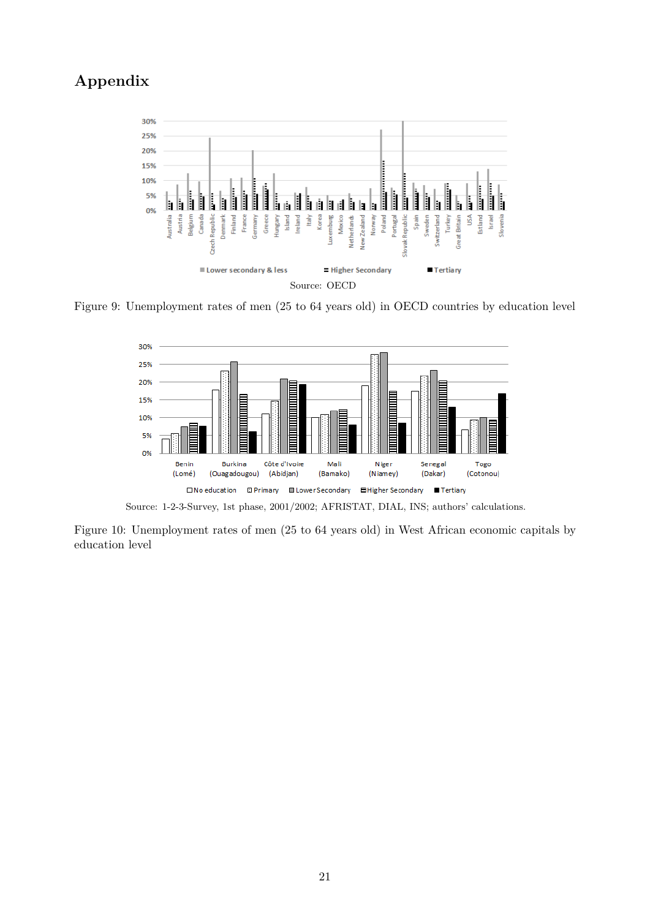# Appendix

Source: OECD

Figure 9: Unemployment rates of men (25 to 64 years old) in OECD countries by education level

Source: 1-2-3-Survey, 1st phase, 2001/2002; AFRISTAT, DIAL, INS; authors' calculations.

Figure 10: Unemployment rates of men (25 to 64 years old) in West African economic capitals by education level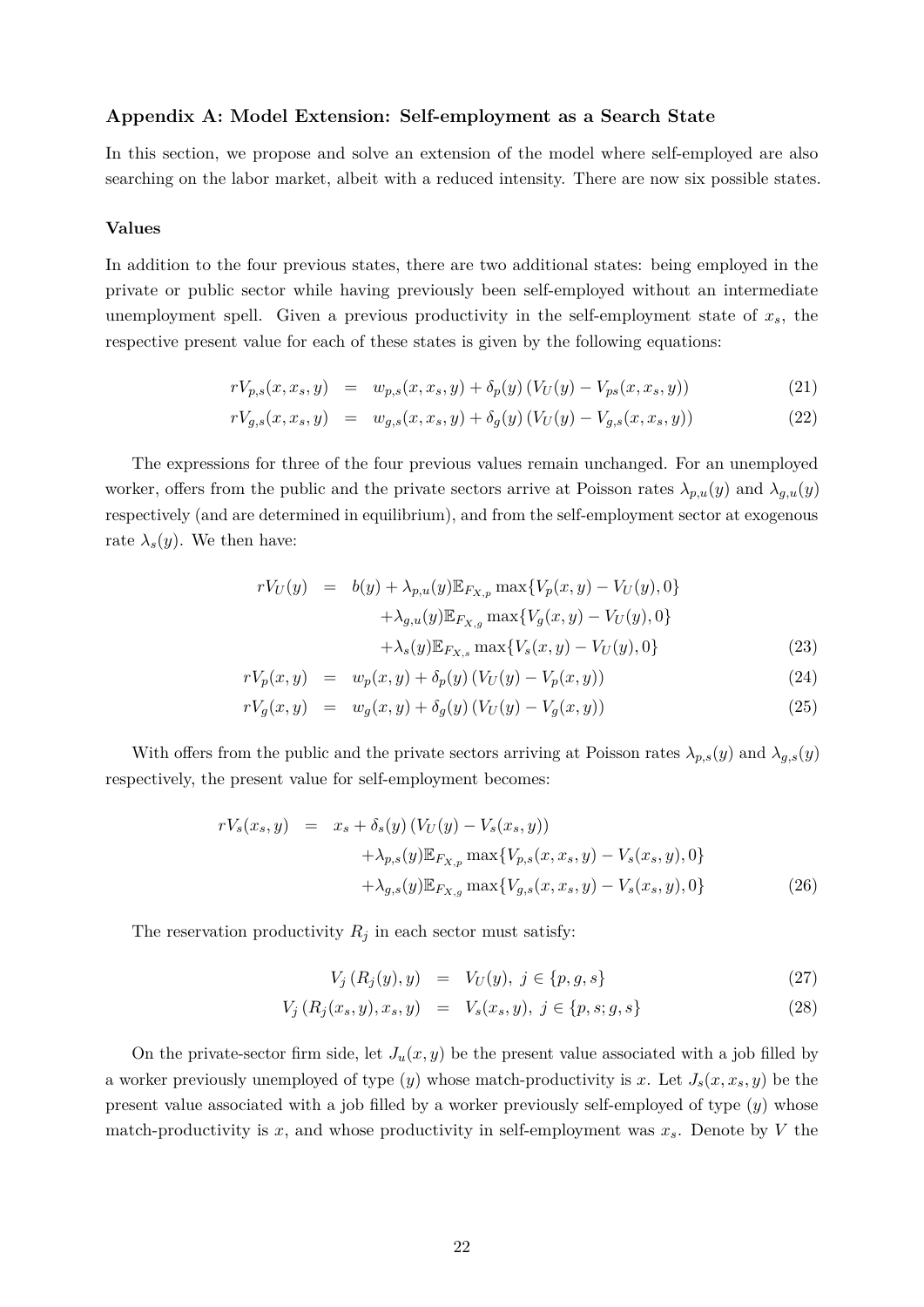### Appendix A: Model Extension: Self-employment as a Search State

In this section, we propose and solve an extension of the model where self-employed are also searching on the labor market, albeit with a reduced intensity. There are now six possible states.

#### Values

In addition to the four previous states, there are two additional states: being employed in the private or public sector while having previously been self-employed without an intermediate unemployment spell. Given a previous productivity in the self-employment state of $x_s$, the respective present value for each of these states is given by the following equations:

$$
\begin{aligned}
rV_{p,s}(x,x_s,y) &= w_{p,s}(x,x_s,y) + \delta_p(y)\left(V_U(y) - V_{ps}(x,x_s,y)\right) && (21)\\
rV_{g,s}(x,x_s,y) &= w_{g,s}(x,x_s,y) + \delta_g(y)\left(V_U(y) - V_{g,s}(x,x_s,y)\right) && (22)
\end{aligned}
$$

The expressions for three of the four previous values remain unchanged. For an unemployed worker, offers from the public and the private sectors arrive at Poisson rates $\lambda_{p,u}(y)$ and $\lambda_{g,u}(y)$ respectively (and are determined in equilibrium), and from the self-employment sector at exogenous rate $\lambda_s(y)$. We then have:

$$
\begin{aligned}
rV_U(y) &= b(y) + \lambda_{p,u}(y)\mathbb{E}_{F_{X,p}}\max\{V_p(x,y) - V_U(y), 0\}\\
&\quad +\lambda_{g,u}(y)\mathbb{E}_{F_{X,g}}\max\{V_g(x,y) - V_U(y), 0\}\\
&\quad +\lambda_s(y)\mathbb{E}_{F_{X,s}}\max\{V_s(x,y) - V_U(y), 0\} && (23)\\
rV_p(x,y) &= w_p(x,y) + \delta_p(y)\left(V_U(y) - V_p(x,y)\right) && (24)\\
rV_g(x,y) &= w_g(x,y) + \delta_g(y)\left(V_U(y) - V_g(x,y)\right) && (25)
\end{aligned}
$$

With offers from the public and the private sectors arriving at Poisson rates $\lambda_{p,s}(y)$ and $\lambda_{g,s}(y)$ respectively, the present value for self-employment becomes:

$$
\begin{aligned}
rV_s(x_s,y) &= x_s + \delta_s(y)\left(V_U(y) - V_s(x_s,y)\right)\\
&\quad +\lambda_{p,s}(y)\mathbb{E}_{F_{X,p}}\max\{V_{p,s}(x,x_s,y) - V_s(x_s,y), 0\}\\
&\quad +\lambda_{g,s}(y)\mathbb{E}_{F_{X,g}}\max\{V_{g,s}(x,x_s,y) - V_s(x_s,y), 0\} && (26)
\end{aligned}
$$

The reservation productivity $R_j$ in each sector must satisfy:

$$
\begin{aligned}
V_j\left(R_j(y), y\right) &= V_U(y),\ j \in \{p, g, s\} && (27)\\
V_j\left(R_j(x_s), x_s, y\right) &= V_s(x_s,y),\ j \in \{p, s; g, s\} && (28)
\end{aligned}
$$

On the private-sector firm side, let $J_u(x,y)$ be the present value associated with a job filled by a worker previously unemployed of type $(y)$ whose match-productivity is $x$. Let $J_s(x,x_s,y)$ be the present value associated with a job filled by a worker previously self-employed of type $(y)$ whose match-productivity is $x$, and whose productivity in self-employment was $x_s$. Denote by $V$ the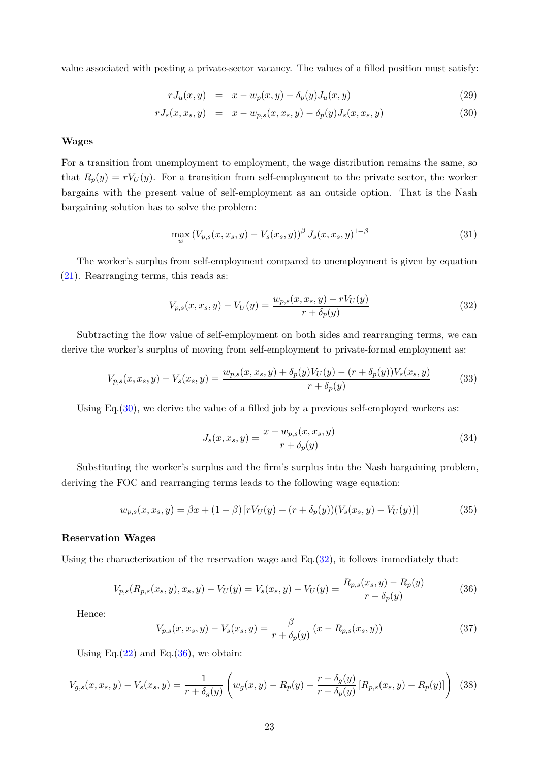value associated with posting a private-sector vacancy. The values of a filled position must satisfy:

$$rJ_u(x,y) = x - w_p(x,y) - \delta_p(y)J_u(x,y) \tag{29}$$

$$rJ_s(x,x_s,y) = x - w_{p,s}(x,x_s,y) - \delta_p(y)J_s(x,x_s,y) \tag{30}$$

**Wages**

For a transition from unemployment to employment, the wage distribution remains the same, so that $R_p(y) = rV_U(y)$. For a transition from self-employment to the private sector, the worker bargains with the present value of self-employment as an outside option. That is the Nash bargaining solution has to solve the problem:

$$\max_w \left(V_{p,s}(x,x_s,y) - V_s(x_s,y)\right)^\beta J_s(x,x_s,y)^{1-\beta} \tag{31}$$

The worker's surplus from self-employment compared to unemployment is given by equation (21). Rearranging terms, this reads as:

$$V_{p,s}(x,x_s,y) - V_U(y) = \frac{w_{p,s}(x,x_s,y) - rV_U(y)}{r+\delta_p(y)} \tag{32}$$

Subtracting the flow value of self-employment on both sides and rearranging terms, we can derive the worker's surplus of moving from self-employment to private-formal employment as:

$$V_{p,s}(x,x_s,y) - V_s(x_s,y) = \frac{w_{p,s}(x,x_s,y) + \delta_p(y)V_U(y) - (r+\delta_p(y))V_s(x_s,y)}{r+\delta_p(y)} \tag{33}$$

Using Eq.(30), we derive the value of a filled job by a previous self-employed workers as:

$$J_s(x,x_s,y) = \frac{x - w_{p,s}(x,x_s,y)}{r+\delta_p(y)} \tag{34}$$

Substituting the worker's surplus and the firm's surplus into the Nash bargaining problem, deriving the FOC and rearranging terms leads to the following wage equation:

$$w_{p,s}(x,x_s,y) = \beta x + (1-\beta)\left[rV_U(y) + (r+\delta_p(y))(V_s(x_s,y) - V_U(y))\right] \tag{35}$$

**Reservation Wages**

Using the characterization of the reservation wage and Eq.(32), it follows immediately that:

$$V_{p,s}(R_{p,s}(x_s,y),x_s,y) - V_U(y) = V_s(x_s,y) - V_U(y) = \frac{R_{p,s}(x_s,y) - R_p(y)}{r+\delta_p(y)} \tag{36}$$

Hence:

$$V_{p,s}(x,x_s,y) - V_s(x_s,y) = \frac{\beta}{r+\delta_p(y)}\left(x - R_{p,s}(x_s,y)\right) \tag{37}$$

Using Eq.(22) and Eq.(36), we obtain:

$$V_{g,s}(x,x_s,y) - V_s(x_s,y) = \frac{1}{r+\delta_g(y)}\left(w_g(x,y) - R_p(y) - \frac{r+\delta_g(y)}{r+\delta_p(y)}\left[R_{p,s}(x_s,y) - R_p(y)\right]\right) \tag{38}$$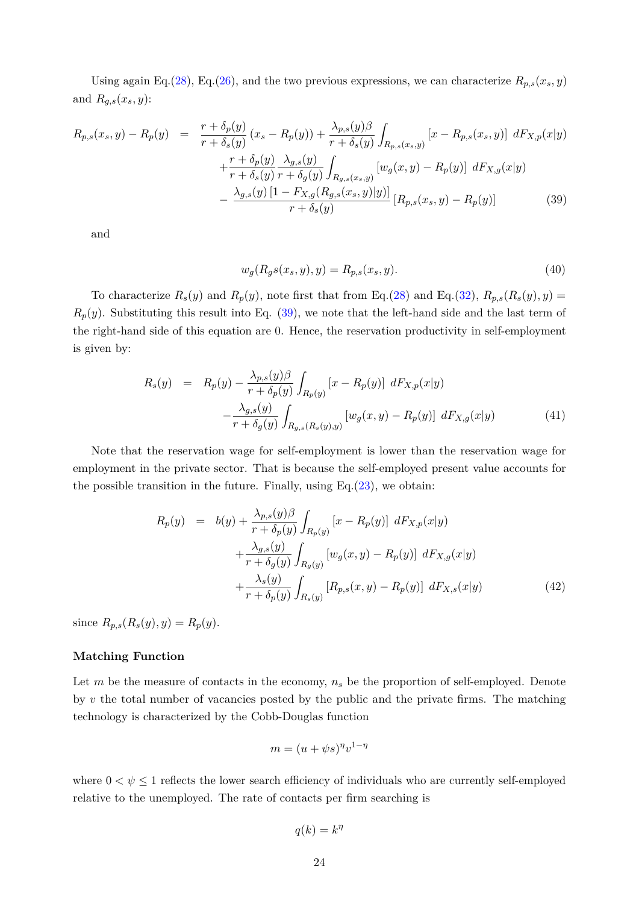Using again Eq.(28), Eq.(26), and the two previous expressions, we can characterize $R_{p,s}(x_s, y)$ and $R_{g,s}(x_s, y)$:

$$
\begin{aligned}
R_{p,s}(x_s, y) - R_p(y) \quad = \quad & \frac{r + \delta_p(y)}{r + \delta_s(y)} \left(x_s - R_p(y)\right) + \frac{\lambda_{p,s}(y)\beta}{r + \delta_s(y)} \int_{R_{p,s}(x_s,y)} \left[x - R_{p,s}(x_s, y)\right] \, dF_{X,p}(x|y) \\
& + \frac{r + \delta_p(y)}{r + \delta_s(y)} \frac{\lambda_{g,s}(y)}{r + \delta_g(y)} \int_{R_{g,s}(x_s,y)} \left[w_g(x, y) - R_p(y)\right] \, dF_{X,g}(x|y) \\
& - \frac{\lambda_{g,s}(y) \left[1 - F_{X,g}(R_{g,s}(x_s, y)|y)\right]}{r + \delta_s(y)} \left[R_{p,s}(x_s, y) - R_p(y)\right]
\end{aligned} \tag{39}
$$

and

$$
w_g(R_g s(x_s, y), y) = R_{p,s}(x_s, y). \tag{40}
$$

To characterize $R_s(y)$ and $R_p(y)$, note first that from Eq.(28) and Eq.(32), $R_{p,s}(R_s(y), y) = R_p(y)$. Substituting this result into Eq. (39), we note that the left-hand side and the last term of the right-hand side of this equation are 0. Hence, the reservation productivity in self-employment is given by:

$$
\begin{aligned}
R_s(y) \quad = \quad & R_p(y) - \frac{\lambda_{p,s}(y)\beta}{r + \delta_p(y)} \int_{R_p(y)} \left[x - R_p(y)\right] \, dF_{X,p}(x|y) \\
& - \frac{\lambda_{g,s}(y)}{r + \delta_g(y)} \int_{R_{g,s}(R_s(y),y)} \left[w_g(x, y) - R_p(y)\right] \, dF_{X,g}(x|y)
\end{aligned} \tag{41}
$$

Note that the reservation wage for self-employment is lower than the reservation wage for employment in the private sector. That is because the self-employed present value accounts for the possible transition in the future. Finally, using Eq.(23), we obtain:

$$
\begin{aligned}
R_p(y) \quad = \quad & b(y) + \frac{\lambda_{p,s}(y)\beta}{r + \delta_p(y)} \int_{R_p(y)} \left[x - R_p(y)\right] \, dF_{X,p}(x|y) \\
& + \frac{\lambda_{g,s}(y)}{r + \delta_g(y)} \int_{R_g(y)} \left[w_g(x, y) - R_p(y)\right] \, dF_{X,g}(x|y) \\
& + \frac{\lambda_s(y)}{r + \delta_p(y)} \int_{R_s(y)} \left[R_{p,s}(x, y) - R_p(y)\right] \, dF_{X,s}(x|y)
\end{aligned} \tag{42}
$$

since $R_{p,s}(R_s(y), y) = R_p(y)$.

**Matching Function**

Let $m$ be the measure of contacts in the economy, $n_s$ be the proportion of self-employed. Denote by $v$ the total number of vacancies posted by the public and the private firms. The matching technology is characterized by the Cobb-Douglas function

$$
m = (u + \psi s)^\eta v^{1-\eta}
$$

where $0 < \psi \leq 1$ reflects the lower search efficiency of individuals who are currently self-employed relative to the unemployed. The rate of contacts per firm searching is

$$
q(k) = k^\eta
$$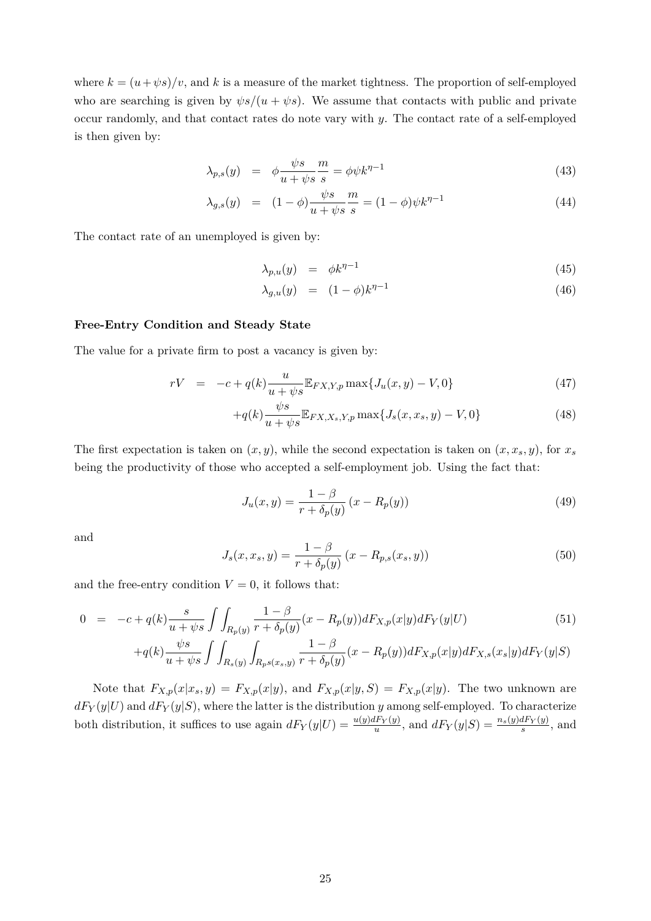where $k = (u+\psi s)/v$, and $k$ is a measure of the market tightness. The proportion of self-employed who are searching is given by $\psi s/(u+\psi s)$. We assume that contacts with public and private occur randomly, and that contact rates do note vary with $y$. The contact rate of a self-employed is then given by:

$$
\begin{aligned}
\lambda_{p,s}(y) &= \phi \frac{\psi s}{u+\psi s}\frac{m}{s} = \phi\psi k^{\eta-1} && (43)\\
\lambda_{g,s}(y) &= (1-\phi)\frac{\psi s}{u+\psi s}\frac{m}{s} = (1-\phi)\psi k^{\eta-1} && (44)
\end{aligned}
$$

The contact rate of an unemployed is given by:

$$
\begin{aligned}
\lambda_{p,u}(y) &= \phi k^{\eta-1} && (45)\\
\lambda_{g,u}(y) &= (1-\phi)k^{\eta-1} && (46)
\end{aligned}
$$

**Free-Entry Condition and Steady State**

The value for a private firm to post a vacancy is given by:

$$
\begin{aligned}
rV &= -c + q(k)\frac{u}{u+\psi s}\mathbb{E}_{FX,Y,p}\max\{J_u(x,y)-V,0\} && (47)\\
&\quad + q(k)\frac{\psi s}{u+\psi s}\mathbb{E}_{FX,X_s,Y,p}\max\{J_s(x,x_s,y)-V,0\} && (48)
\end{aligned}
$$

The first expectation is taken on $(x,y)$, while the second expectation is taken on $(x,x_s,y)$, for $x_s$ being the productivity of those who accepted a self-employment job. Using the fact that:

$$
J_u(x,y) = \frac{1-\beta}{r+\delta_p(y)}\left(x - R_p(y)\right) \tag{49}
$$

and

$$
J_s(x,x_s,y) = \frac{1-\beta}{r+\delta_p(y)}\left(x - R_{p,s}(x_s,y)\right) \tag{50}
$$

and the free-entry condition $V=0$, it follows that:

$$
\begin{aligned}
0 &= -c + q(k)\frac{s}{u+\psi s}\int\int_{R_p(y)}\frac{1-\beta}{r+\delta_p(y)}(x-R_p(y))dF_{X,p}(x|y)dF_Y(y|U) && (51)\\
&\quad + q(k)\frac{\psi s}{u+\psi s}\int\int_{R_s(y)}\int_{R_ps(x_s,y)}\frac{1-\beta}{r+\delta_p(y)}(x-R_p(y))dF_{X,p}(x|y)dF_{X,s}(x_s|y)dF_Y(y|S)
\end{aligned}
$$

Note that $F_{X,p}(x|x_s,y) = F_{X,p}(x|y)$, and $F_{X,p}(x|y,S) = F_{X,p}(x|y)$. The two unknown are $dF_Y(y|U)$ and $dF_Y(y|S)$, where the latter is the distribution $y$ among self-employed. To characterize both distribution, it suffices to use again $dF_Y(y|U) = \frac{u(y)dF_Y(y)}{u}$, and $dF_Y(y|S) = \frac{n_s(y)dF_Y(y)}{s}$, and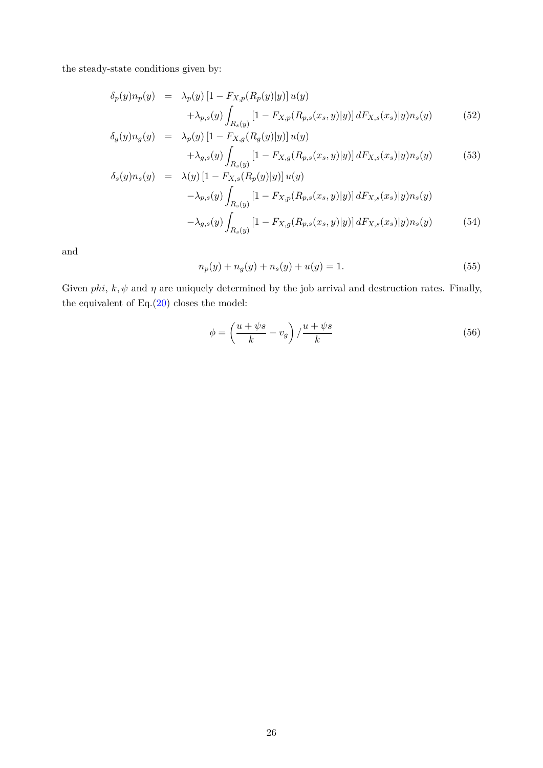the steady-state conditions given by:

$$
\begin{aligned}
\delta_p(y)n_p(y) &= \lambda_p(y)\left[1 - F_{X,p}(R_p(y)|y)\right]u(y) \\
&\quad + \lambda_{p,s}(y)\int_{R_s(y)} \left[1 - F_{X,p}(R_{p,s}(x_s,y)|y)\right] dF_{X,s}(x_s)|y)n_s(y) \qquad (52)\\
\delta_g(y)n_g(y) &= \lambda_p(y)\left[1 - F_{X,g}(R_g(y)|y)\right]u(y) \\
&\quad + \lambda_{g,s}(y)\int_{R_s(y)} \left[1 - F_{X,g}(R_{p,s}(x_s,y)|y)\right] dF_{X,s}(x_s)|y)n_s(y) \qquad (53)\\
\delta_s(y)n_s(y) &= \lambda(y)\left[1 - F_{X,s}(R_p(y)|y)\right]u(y) \\
&\quad - \lambda_{p,s}(y)\int_{R_s(y)} \left[1 - F_{X,p}(R_{p,s}(x_s,y)|y)\right] dF_{X,s}(x_s)|y)n_s(y) \\
&\quad - \lambda_{g,s}(y)\int_{R_s(y)} \left[1 - F_{X,g}(R_{p,s}(x_s,y)|y)\right] dF_{X,s}(x_s)|y)n_s(y) \qquad (54)
\end{aligned}
$$

and

$$
n_p(y) + n_g(y) + n_s(y) + u(y) = 1. \qquad (55)
$$

Given *phi*, $k, \psi$ and $\eta$ are uniquely determined by the job arrival and destruction rates. Finally, the equivalent of Eq.(20) closes the model:

$$
\phi = \left(\frac{u + \psi s}{k} - v_g\right) / \frac{u + \psi s}{k} \qquad (56)
$$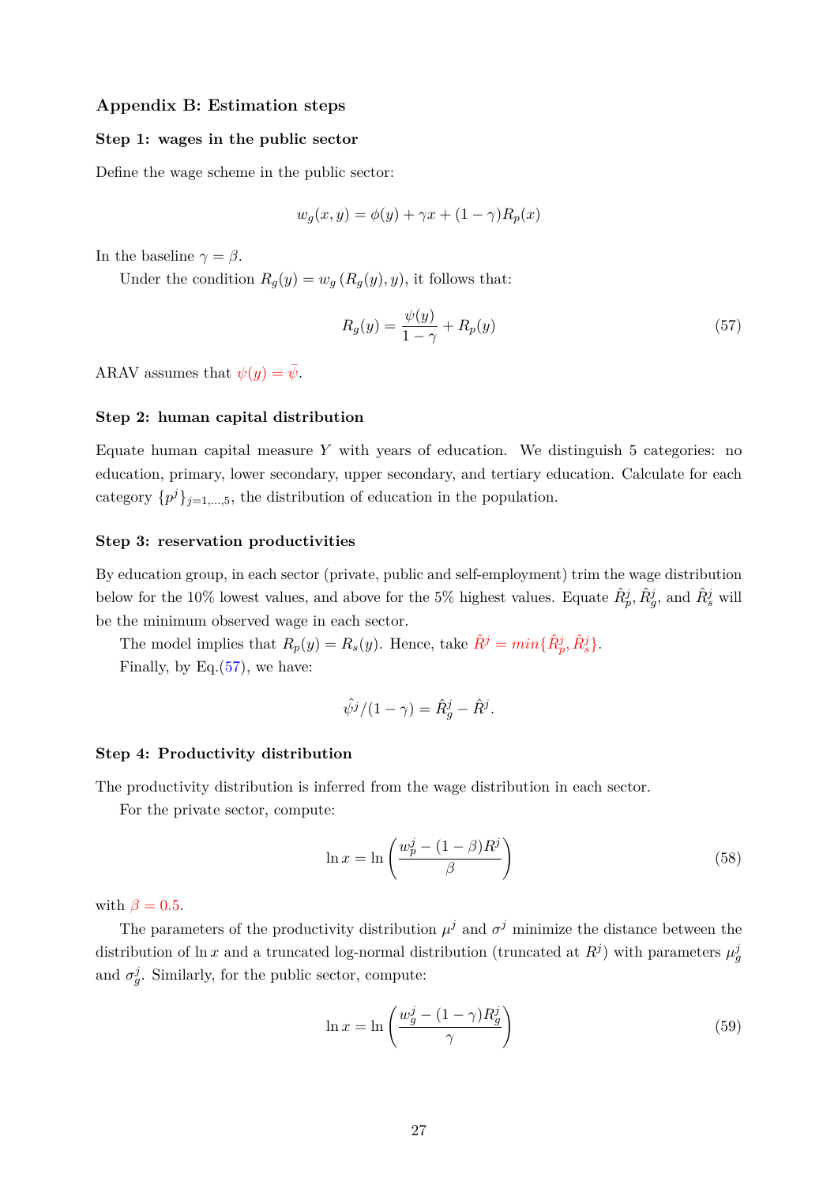## Appendix B: Estimation steps

### Step 1: wages in the public sector

Define the wage scheme in the public sector:

$$w_g(x, y) = \phi(y) + \gamma x + (1 - \gamma) R_p(x)$$

In the baseline $\gamma = \beta$.

Under the condition $R_g(y) = w_g(R_g(y), y)$, it follows that:

$$R_g(y) = \frac{\psi(y)}{1 - \gamma} + R_p(y) \tag{57}$$

ARAV assumes that $\psi(y) = \bar{\psi}$.

### Step 2: human capital distribution

Equate human capital measure $Y$ with years of education. We distinguish 5 categories: no education, primary, lower secondary, upper secondary, and tertiary education. Calculate for each category $\{p^j\}_{j=1,\dots,5}$, the distribution of education in the population.

### Step 3: reservation productivities

By education group, in each sector (private, public and self-employment) trim the wage distribution below for the 10% lowest values, and above for the 5% highest values. Equate $\hat{R}_p^j$, $\hat{R}_g^j$, and $\hat{R}_s^j$ will be the minimum observed wage in each sector.

The model implies that $R_p(y) = R_s(y)$. Hence, take $\hat{R}^j = min\{\hat{R}_p^j, \hat{R}_s^j\}$.

Finally, by Eq.(57), we have:

$$\hat{\psi}^j/(1 - \gamma) = \hat{R}_g^j - \hat{R}^j.$$

### Step 4: Productivity distribution

The productivity distribution is inferred from the wage distribution in each sector.

For the private sector, compute:

$$\ln x = \ln \left( \frac{w_p^j - (1 - \beta) R^j}{\beta} \right) \tag{58}$$

with $\beta = 0.5$.

The parameters of the productivity distribution $\mu^j$ and $\sigma^j$ minimize the distance between the distribution of $\ln x$ and a truncated log-normal distribution (truncated at $R^j$) with parameters $\mu_g^j$ and $\sigma_g^j$. Similarly, for the public sector, compute:

$$\ln x = \ln \left( \frac{w_g^j - (1 - \gamma) R_g^j}{\gamma} \right) \tag{59}$$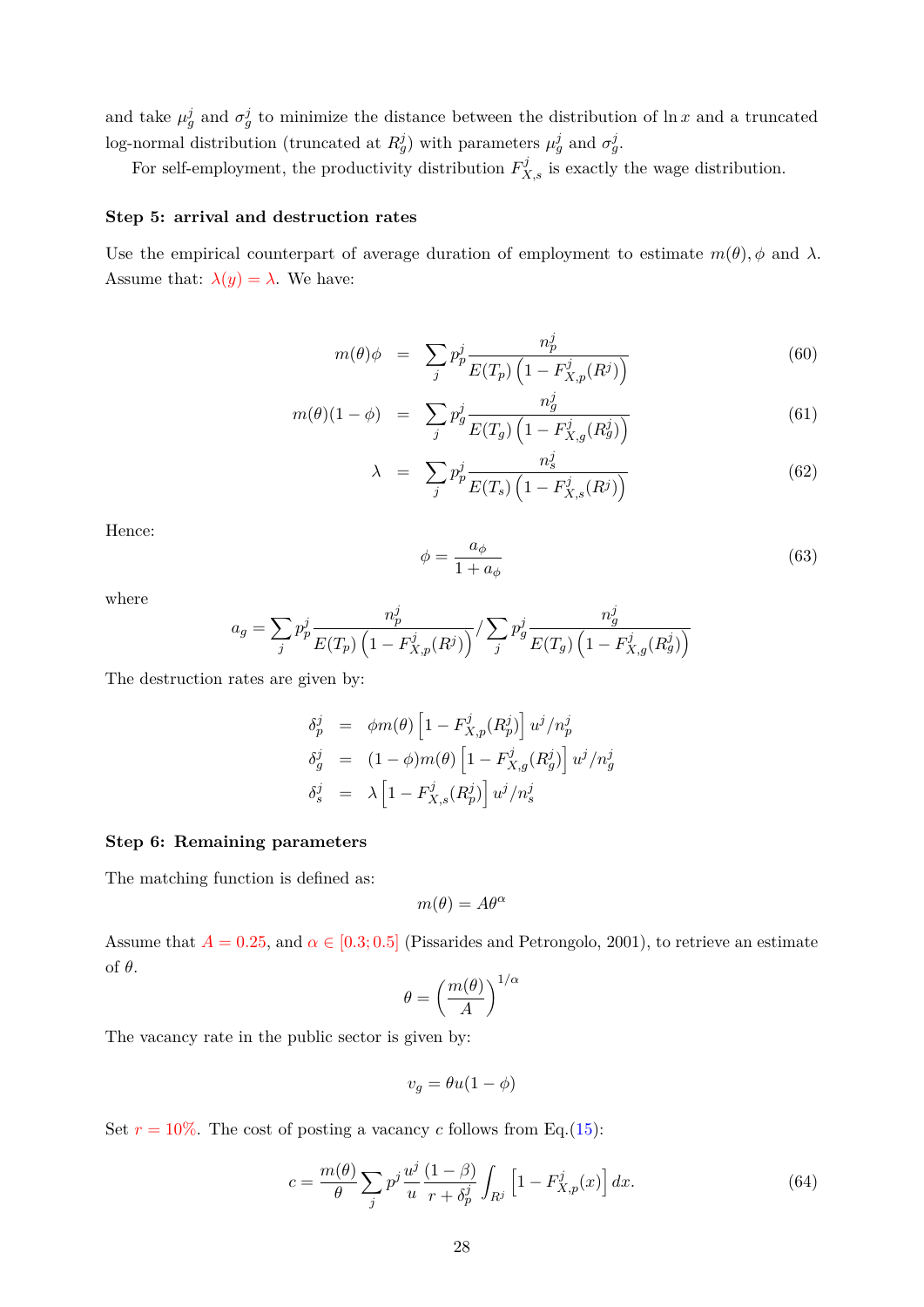and take $\mu_g^j$ and $\sigma_g^j$ to minimize the distance between the distribution of $\ln x$ and a truncated log-normal distribution (truncated at $R_g^j$) with parameters $\mu_g^j$ and $\sigma_g^j$.

For self-employment, the productivity distribution $F_{X,s}^j$ is exactly the wage distribution.

**Step 5: arrival and destruction rates**

Use the empirical counterpart of average duration of employment to estimate $m(\theta), \phi$ and $\lambda$. Assume that: $\lambda(y) = \lambda$. We have:

$$m(\theta)\phi = \sum_j p_p^j \frac{n_p^j}{E(T_p)\left(1 - F_{X,p}^j(R^j)\right)} \tag{60}$$

$$m(\theta)(1-\phi) = \sum_j p_g^j \frac{n_g^j}{E(T_g)\left(1 - F_{X,g}^j(R_g^j)\right)} \tag{61}$$

$$\lambda = \sum_j p_p^j \frac{n_s^j}{E(T_s)\left(1 - F_{X,s}^j(R^j)\right)} \tag{62}$$

Hence:

$$\phi = \frac{a_\phi}{1 + a_\phi} \tag{63}$$

where

$$a_g = \sum_j p_p^j \frac{n_p^j}{E(T_p)\left(1 - F_{X,p}^j(R^j)\right)} \Big/ \sum_j p_g^j \frac{n_g^j}{E(T_g)\left(1 - F_{X,g}^j(R_g^j)\right)}$$

The destruction rates are given by:

$$\begin{aligned}
\delta_p^j &= \phi m(\theta)\left[1 - F_{X,p}^j(R_p^j)\right] u^j / n_p^j \\
\delta_g^j &= (1-\phi) m(\theta)\left[1 - F_{X,g}^j(R_g^j)\right] u^j / n_g^j \\
\delta_s^j &= \lambda\left[1 - F_{X,s}^j(R_p^j)\right] u^j / n_s^j
\end{aligned}$$

**Step 6: Remaining parameters**

The matching function is defined as:

$$m(\theta) = A\theta^\alpha$$

Assume that $A = 0.25$, and $\alpha \in [0.3; 0.5]$ (Pissarides and Petrongolo, 2001), to retrieve an estimate of $\theta$.

$$\theta = \left(\frac{m(\theta)}{A}\right)^{1/\alpha}$$

The vacancy rate in the public sector is given by:

$$v_g = \theta u(1 - \phi)$$

Set $r = 10\%$. The cost of posting a vacancy $c$ follows from Eq.(15):

$$c = \frac{m(\theta)}{\theta} \sum_j p^j \frac{u^j}{u} \frac{(1-\beta)}{r + \delta_p^j} \int_{R^j} \left[1 - F_{X,p}^j(x)\right] dx. \tag{64}$$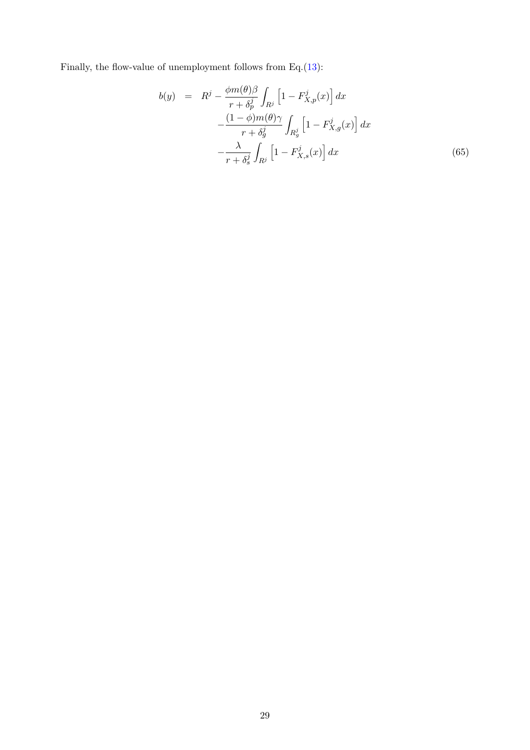Finally, the flow-value of unemployment follows from Eq.(13):

$$
\begin{aligned}
b(y) \quad = \quad & R^j - \frac{\phi m(\theta)\beta}{r+\delta_p^j} \int_{R^j} \left[1 - F_{X,p}^j(x)\right] dx \\
& - \frac{(1-\phi)m(\theta)\gamma}{r+\delta_g^j} \int_{R_g^j} \left[1 - F_{X,g}^j(x)\right] dx \\
& - \frac{\lambda}{r+\delta_s^j} \int_{R^j} \left[1 - F_{X,s}^j(x)\right] dx
\end{aligned} \tag{65}
$$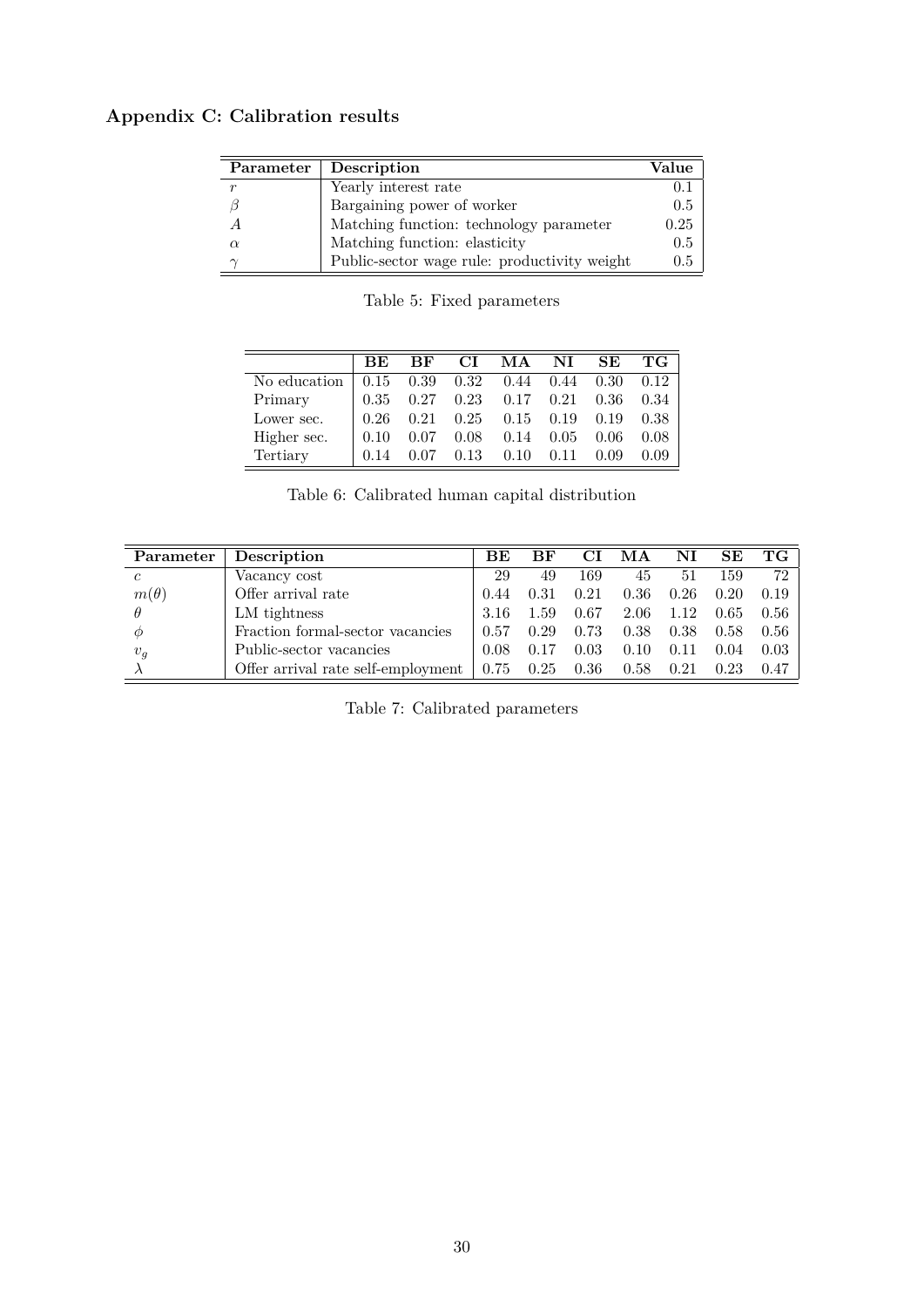## Appendix C: Calibration results

| Parameter | Description | Value |
|---|---|---|
| $r$ | Yearly interest rate | 0.1 |
| $\beta$ | Bargaining power of worker | 0.5 |
| $A$ | Matching function: technology parameter | 0.25 |
| $\alpha$ | Matching function: elasticity | 0.5 |
| $\gamma$ | Public-sector wage rule: productivity weight | 0.5 |

Table 5: Fixed parameters

| | BE | BF | CI | MA | NI | SE | TG |
|---|---|---|---|---|---|---|---|
| No education | 0.15 | 0.39 | 0.32 | 0.44 | 0.44 | 0.30 | 0.12 |
| Primary | 0.35 | 0.27 | 0.23 | 0.17 | 0.21 | 0.36 | 0.34 |
| Lower sec. | 0.26 | 0.21 | 0.25 | 0.15 | 0.19 | 0.19 | 0.38 |
| Higher sec. | 0.10 | 0.07 | 0.08 | 0.14 | 0.05 | 0.06 | 0.08 |
| Tertiary | 0.14 | 0.07 | 0.13 | 0.10 | 0.11 | 0.09 | 0.09 |

Table 6: Calibrated human capital distribution

| Parameter | Description | BE | BF | CI | MA | NI | SE | TG |
|---|---|---|---|---|---|---|---|---|
| $c$ | Vacancy cost | 29 | 49 | 169 | 45 | 51 | 159 | 72 |
| $m(\theta)$ | Offer arrival rate | 0.44 | 0.31 | 0.21 | 0.36 | 0.26 | 0.20 | 0.19 |
| $\theta$ | LM tightness | 3.16 | 1.59 | 0.67 | 2.06 | 1.12 | 0.65 | 0.56 |
| $\phi$ | Fraction formal-sector vacancies | 0.57 | 0.29 | 0.73 | 0.38 | 0.38 | 0.58 | 0.56 |
| $v_g$ | Public-sector vacancies | 0.08 | 0.17 | 0.03 | 0.10 | 0.11 | 0.04 | 0.03 |
| $\lambda$ | Offer arrival rate self-employment | 0.75 | 0.25 | 0.36 | 0.58 | 0.21 | 0.23 | 0.47 |

Table 7: Calibrated parameters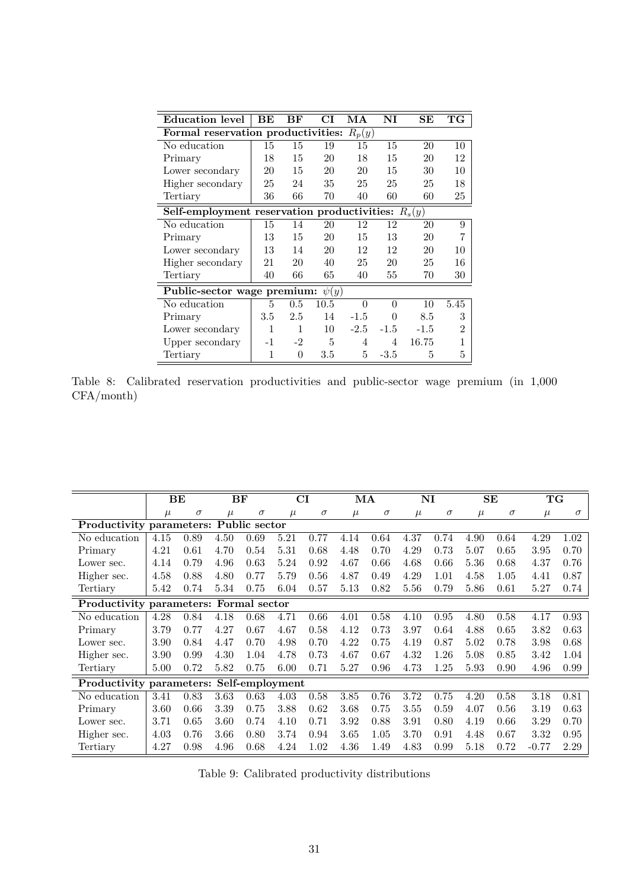| **Education level** | **BE** | **BF** | **CI** | **MA** | **NI** | **SE** | **TG** |
|---|---|---|---|---|---|---|---|
| **Formal reservation productivities:** $R_p(y)$ | | | | | | | |
| No education | 15 | 15 | 19 | 15 | 15 | 20 | 10 |
| Primary | 18 | 15 | 20 | 18 | 15 | 20 | 12 |
| Lower secondary | 20 | 15 | 20 | 20 | 15 | 30 | 10 |
| Higher secondary | 25 | 24 | 35 | 25 | 25 | 25 | 18 |
| Tertiary | 36 | 66 | 70 | 40 | 60 | 60 | 25 |
| **Self-employment reservation productivities:** $R_s(y)$ | | | | | | | |
| No education | 15 | 14 | 20 | 12 | 12 | 20 | 9 |
| Primary | 13 | 15 | 20 | 15 | 13 | 20 | 7 |
| Lower secondary | 13 | 14 | 20 | 12 | 12 | 20 | 10 |
| Higher secondary | 21 | 20 | 40 | 25 | 20 | 25 | 16 |
| Tertiary | 40 | 66 | 65 | 40 | 55 | 70 | 30 |
| **Public-sector wage premium:** $\psi(y)$ | | | | | | | |
| No education | 5 | 0.5 | 10.5 | 0 | 0 | 10 | 5.45 |
| Primary | 3.5 | 2.5 | 14 | -1.5 | 0 | 8.5 | 3 |
| Lower secondary | 1 | 1 | 10 | -2.5 | -1.5 | -1.5 | 2 |
| Upper secondary | -1 | -2 | 5 | 4 | 4 | 16.75 | 1 |
| Tertiary | 1 | 0 | 3.5 | 5 | -3.5 | 5 | 5 |

Table 8: Calibrated reservation productivities and public-sector wage premium (in 1,000 CFA/month)

| | **BE** | | **BF** | | **CI** | | **MA** | | **NI** | | **SE** | | **TG** | |
|---|---|---|---|---|---|---|---|---|---|---|---|---|---|---|
| | $\mu$ | $\sigma$ | $\mu$ | $\sigma$ | $\mu$ | $\sigma$ | $\mu$ | $\sigma$ | $\mu$ | $\sigma$ | $\mu$ | $\sigma$ | $\mu$ | $\sigma$ |
| **Productivity parameters: Public sector** | | | | | | | | | | | | | | |
| No education | 4.15 | 0.89 | 4.50 | 0.69 | 5.21 | 0.77 | 4.14 | 0.64 | 4.37 | 0.74 | 4.90 | 0.64 | 4.29 | 1.02 |
| Primary | 4.21 | 0.61 | 4.70 | 0.54 | 5.31 | 0.68 | 4.48 | 0.70 | 4.29 | 0.73 | 5.07 | 0.65 | 3.95 | 0.70 |
| Lower sec. | 4.14 | 0.79 | 4.96 | 0.63 | 5.24 | 0.92 | 4.67 | 0.66 | 4.68 | 0.66 | 5.36 | 0.68 | 4.37 | 0.76 |
| Higher sec. | 4.58 | 0.88 | 4.80 | 0.77 | 5.79 | 0.56 | 4.87 | 0.49 | 4.29 | 1.01 | 4.58 | 1.05 | 4.41 | 0.87 |
| Tertiary | 5.42 | 0.74 | 5.34 | 0.75 | 6.04 | 0.57 | 5.13 | 0.82 | 5.56 | 0.79 | 5.86 | 0.61 | 5.27 | 0.74 |
| **Productivity parameters: Formal sector** | | | | | | | | | | | | | | |
| No education | 4.28 | 0.84 | 4.18 | 0.68 | 4.71 | 0.66 | 4.01 | 0.58 | 4.10 | 0.95 | 4.80 | 0.58 | 4.17 | 0.93 |
| Primary | 3.79 | 0.77 | 4.27 | 0.67 | 4.67 | 0.58 | 4.12 | 0.73 | 3.97 | 0.64 | 4.88 | 0.65 | 3.82 | 0.63 |
| Lower sec. | 3.90 | 0.84 | 4.47 | 0.70 | 4.98 | 0.70 | 4.22 | 0.75 | 4.19 | 0.87 | 5.02 | 0.78 | 3.98 | 0.68 |
| Higher sec. | 3.90 | 0.99 | 4.30 | 1.04 | 4.78 | 0.73 | 4.67 | 0.67 | 4.32 | 1.26 | 5.08 | 0.85 | 3.42 | 1.04 |
| Tertiary | 5.00 | 0.72 | 5.82 | 0.75 | 6.00 | 0.71 | 5.27 | 0.96 | 4.73 | 1.25 | 5.93 | 0.90 | 4.96 | 0.99 |
| **Productivity parameters: Self-employment** | | | | | | | | | | | | | | |
| No education | 3.41 | 0.83 | 3.63 | 0.63 | 4.03 | 0.58 | 3.85 | 0.76 | 3.72 | 0.75 | 4.20 | 0.58 | 3.18 | 0.81 |
| Primary | 3.60 | 0.66 | 3.39 | 0.75 | 3.88 | 0.62 | 3.68 | 0.75 | 3.55 | 0.59 | 4.07 | 0.56 | 3.19 | 0.63 |
| Lower sec. | 3.71 | 0.65 | 3.60 | 0.74 | 4.10 | 0.71 | 3.92 | 0.88 | 3.91 | 0.80 | 4.19 | 0.66 | 3.29 | 0.70 |
| Higher sec. | 4.03 | 0.76 | 3.66 | 0.80 | 3.74 | 0.94 | 3.65 | 1.05 | 3.70 | 0.91 | 4.48 | 0.67 | 3.32 | 0.95 |
| Tertiary | 4.27 | 0.98 | 4.96 | 0.68 | 4.24 | 1.02 | 4.36 | 1.49 | 4.83 | 0.99 | 5.18 | 0.72 | -0.77 | 2.29 |

Table 9: Calibrated productivity distributions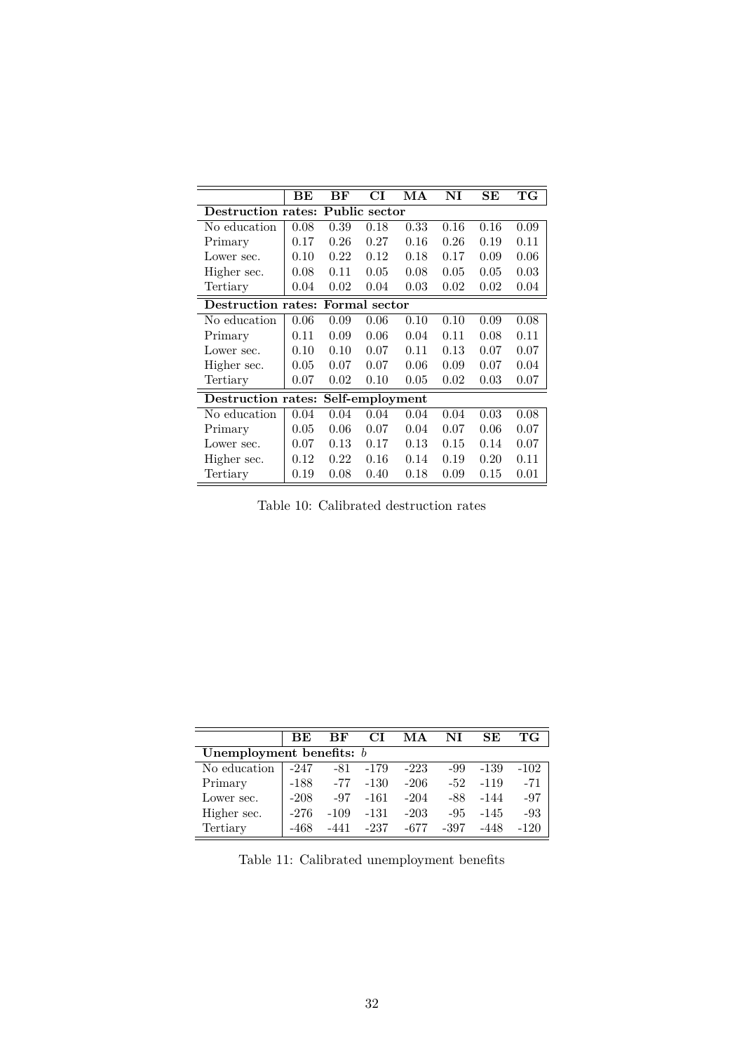| | BE | BF | CI | MA | NI | SE | TG |
|---|---|---|---|---|---|---|---|
| **Destruction rates: Public sector** | | | | | | | |
| No education | 0.08 | 0.39 | 0.18 | 0.33 | 0.16 | 0.16 | 0.09 |
| Primary | 0.17 | 0.26 | 0.27 | 0.16 | 0.26 | 0.19 | 0.11 |
| Lower sec. | 0.10 | 0.22 | 0.12 | 0.18 | 0.17 | 0.09 | 0.06 |
| Higher sec. | 0.08 | 0.11 | 0.05 | 0.08 | 0.05 | 0.05 | 0.03 |
| Tertiary | 0.04 | 0.02 | 0.04 | 0.03 | 0.02 | 0.02 | 0.04 |
| **Destruction rates: Formal sector** | | | | | | | |
| No education | 0.06 | 0.09 | 0.06 | 0.10 | 0.10 | 0.09 | 0.08 |
| Primary | 0.11 | 0.09 | 0.06 | 0.04 | 0.11 | 0.08 | 0.11 |
| Lower sec. | 0.10 | 0.10 | 0.07 | 0.11 | 0.13 | 0.07 | 0.07 |
| Higher sec. | 0.05 | 0.07 | 0.07 | 0.06 | 0.09 | 0.07 | 0.04 |
| Tertiary | 0.07 | 0.02 | 0.10 | 0.05 | 0.02 | 0.03 | 0.07 |
| **Destruction rates: Self-employment** | | | | | | | |
| No education | 0.04 | 0.04 | 0.04 | 0.04 | 0.04 | 0.03 | 0.08 |
| Primary | 0.05 | 0.06 | 0.07 | 0.04 | 0.07 | 0.06 | 0.07 |
| Lower sec. | 0.07 | 0.13 | 0.17 | 0.13 | 0.15 | 0.14 | 0.07 |
| Higher sec. | 0.12 | 0.22 | 0.16 | 0.14 | 0.19 | 0.20 | 0.11 |
| Tertiary | 0.19 | 0.08 | 0.40 | 0.18 | 0.09 | 0.15 | 0.01 |

Table 10: Calibrated destruction rates

| | BE | BF | CI | MA | NI | SE | TG |
|---|---|---|---|---|---|---|---|
| **Unemployment benefits: $b$** | | | | | | | |
| No education | -247 | -81 | -179 | -223 | -99 | -139 | -102 |
| Primary | -188 | -77 | -130 | -206 | -52 | -119 | -71 |
| Lower sec. | -208 | -97 | -161 | -204 | -88 | -144 | -97 |
| Higher sec. | -276 | -109 | -131 | -203 | -95 | -145 | -93 |
| Tertiary | -468 | -441 | -237 | -677 | -397 | -448 | -120 |

Table 11: Calibrated unemployment benefits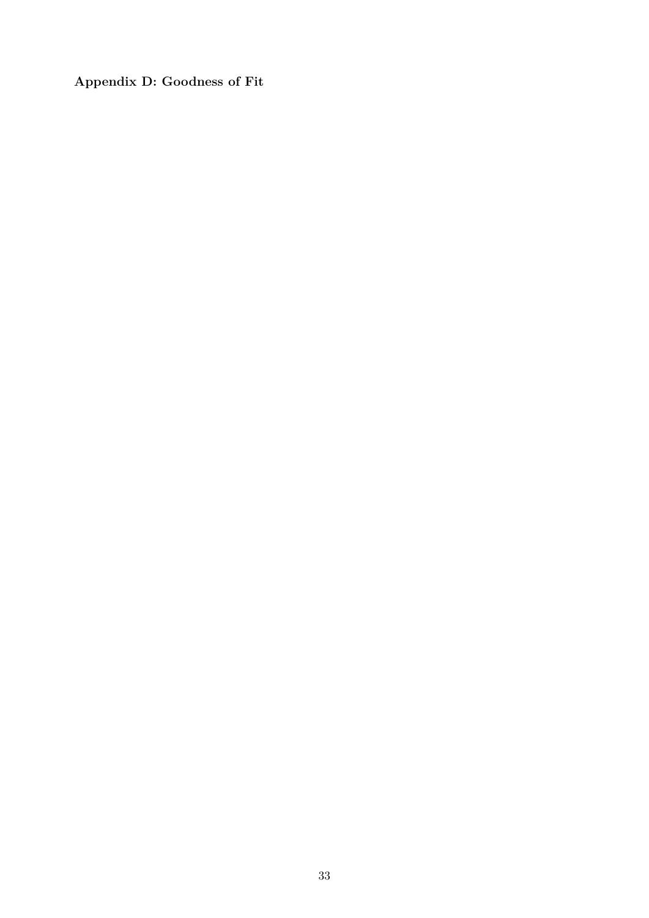**Appendix D: Goodness of Fit**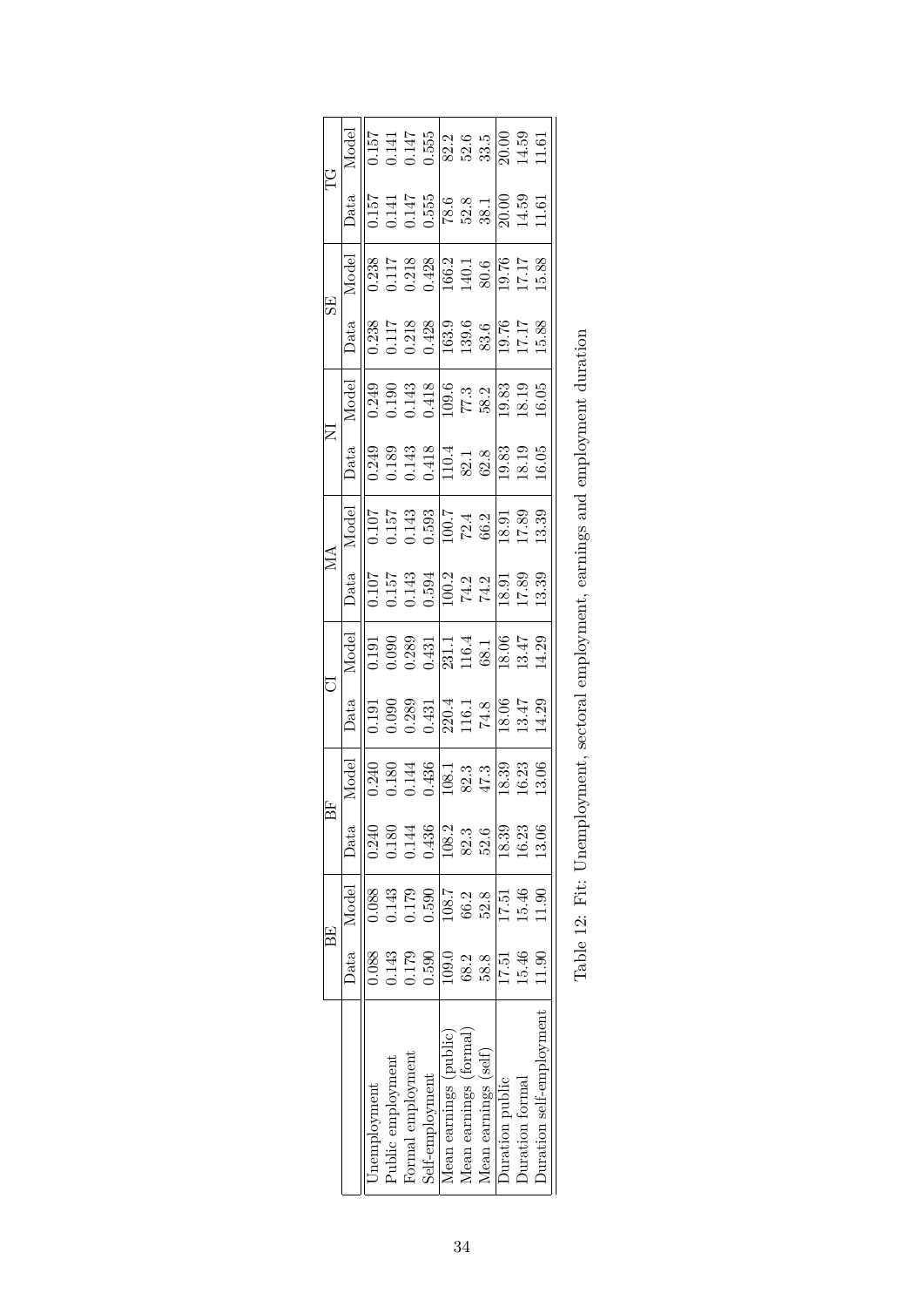| | BE | | BF | | CI | | MA | | NI | | SE | | TG | |
|---|---|---|---|---|---|---|---|---|---|---|---|---|---|---|
| | Data | Model | Data | Model | Data | Model | Data | Model | Data | Model | Data | Model | Data | Model |
| Unemployment | 0.088 | 0.088 | 0.240 | 0.240 | 0.191 | 0.191 | 0.107 | 0.107 | 0.249 | 0.249 | 0.238 | 0.238 | 0.157 | 0.157 |
| Public employment | 0.143 | 0.143 | 0.180 | 0.180 | 0.090 | 0.090 | 0.157 | 0.157 | 0.189 | 0.190 | 0.117 | 0.117 | 0.141 | 0.141 |
| Formal employment | 0.179 | 0.179 | 0.144 | 0.144 | 0.289 | 0.289 | 0.143 | 0.143 | 0.143 | 0.143 | 0.218 | 0.218 | 0.147 | 0.147 |
| Self-employment | 0.590 | 0.590 | 0.436 | 0.436 | 0.431 | 0.431 | 0.594 | 0.593 | 0.418 | 0.418 | 0.428 | 0.428 | 0.555 | 0.555 |
| Mean earnings (public) | 109.0 | 108.7 | 108.2 | 108.1 | 220.4 | 231.1 | 100.2 | 100.7 | 110.4 | 109.6 | 163.9 | 166.2 | 78.6 | 82.2 |
| Mean earnings (formal) | 68.2 | 66.2 | 82.3 | 82.3 | 116.1 | 116.4 | 74.2 | 72.4 | 82.1 | 77.3 | 139.6 | 140.1 | 52.8 | 52.6 |
| Mean earnings (self) | 58.8 | 52.8 | 52.6 | 47.3 | 74.8 | 68.1 | 74.2 | 66.2 | 62.8 | 58.2 | 83.6 | 80.6 | 38.1 | 33.5 |
| Duration public | 17.51 | 17.51 | 18.39 | 18.39 | 18.06 | 18.06 | 18.91 | 18.91 | 19.83 | 19.83 | 19.76 | 19.76 | 20.00 | 20.00 |
| Duration formal | 15.46 | 15.46 | 16.23 | 16.23 | 13.47 | 13.47 | 17.89 | 17.89 | 18.19 | 18.19 | 17.17 | 17.17 | 14.59 | 14.59 |
| Duration self-employment | 11.90 | 11.90 | 13.06 | 13.06 | 14.29 | 14.29 | 13.39 | 13.39 | 16.05 | 16.05 | 15.88 | 15.88 | 11.61 | 11.61 |

Table 12: Fit: Unemployment, sectoral employment, earnings and employment duration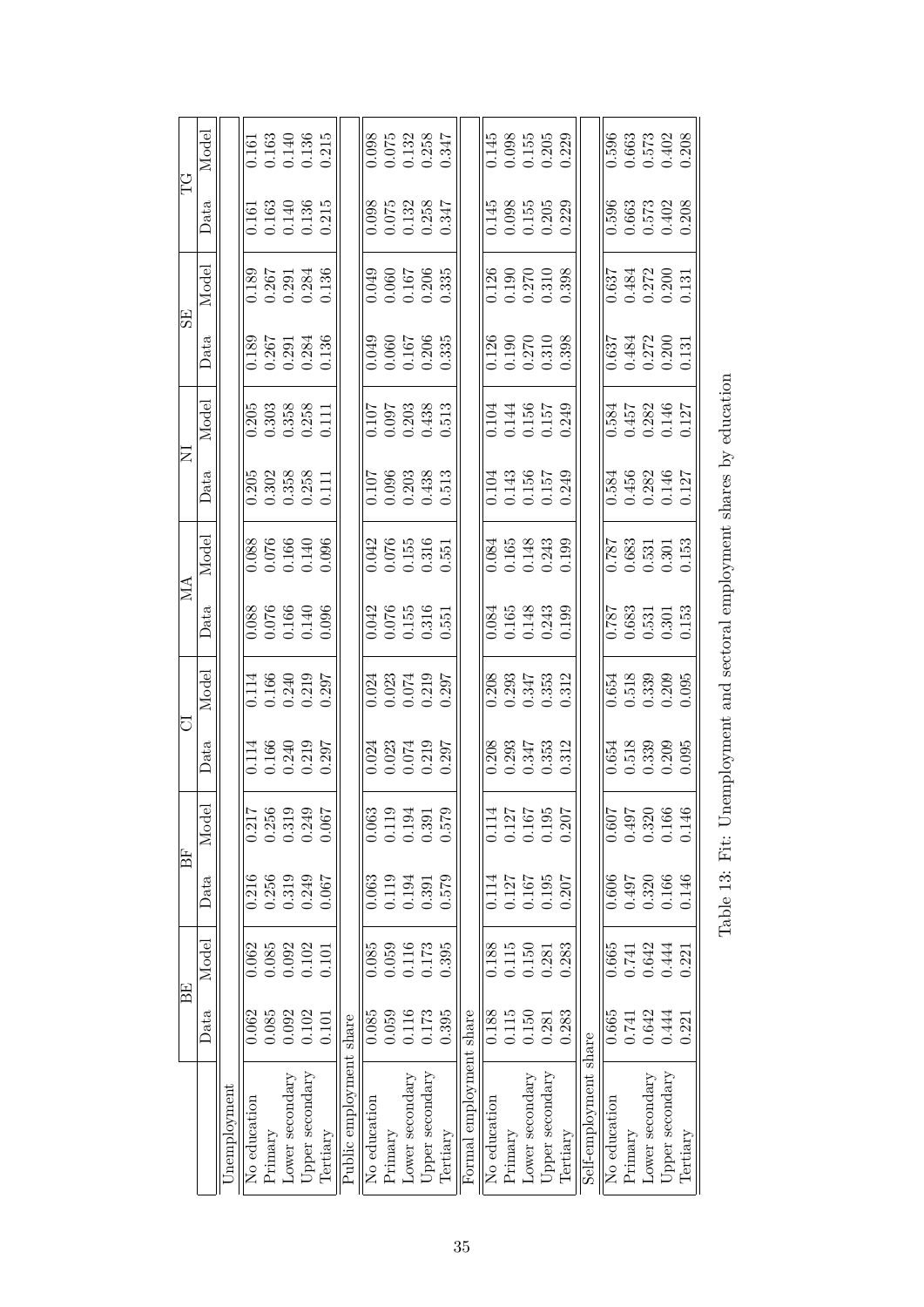|  | BE |  | BF |  | CI |  | MA |  | NI |  | SE |  | TG |  |
|---|---|---|---|---|---|---|---|---|---|---|---|---|---|---|
|  | Data | Model | Data | Model | Data | Model | Data | Model | Data | Model | Data | Model | Data | Model |
| Unemployment |  |  |  |  |  |  |  |  |  |  |  |  |  |  |
| No education | 0.062 | 0.062 | 0.216 | 0.217 | 0.114 | 0.114 | 0.088 | 0.088 | 0.205 | 0.205 | 0.189 | 0.189 | 0.161 | 0.161 |
| Primary | 0.085 | 0.085 | 0.256 | 0.256 | 0.166 | 0.166 | 0.076 | 0.076 | 0.302 | 0.303 | 0.267 | 0.267 | 0.163 | 0.163 |
| Lower secondary | 0.092 | 0.092 | 0.319 | 0.319 | 0.240 | 0.240 | 0.166 | 0.166 | 0.358 | 0.358 | 0.291 | 0.291 | 0.140 | 0.140 |
| Upper secondary | 0.102 | 0.102 | 0.249 | 0.249 | 0.219 | 0.219 | 0.140 | 0.140 | 0.258 | 0.258 | 0.284 | 0.284 | 0.136 | 0.136 |
| Tertiary | 0.101 | 0.101 | 0.067 | 0.067 | 0.297 | 0.297 | 0.096 | 0.096 | 0.111 | 0.111 | 0.136 | 0.136 | 0.215 | 0.215 |
| Public employment share |  |  |  |  |  |  |  |  |  |  |  |  |  |  |
| No education | 0.085 | 0.085 | 0.063 | 0.063 | 0.024 | 0.024 | 0.042 | 0.042 | 0.107 | 0.107 | 0.049 | 0.049 | 0.098 | 0.098 |
| Primary | 0.059 | 0.059 | 0.119 | 0.119 | 0.023 | 0.023 | 0.076 | 0.076 | 0.096 | 0.097 | 0.060 | 0.060 | 0.075 | 0.075 |
| Lower secondary | 0.116 | 0.116 | 0.194 | 0.194 | 0.074 | 0.074 | 0.155 | 0.155 | 0.203 | 0.203 | 0.167 | 0.167 | 0.132 | 0.132 |
| Upper secondary | 0.173 | 0.173 | 0.391 | 0.391 | 0.219 | 0.219 | 0.316 | 0.316 | 0.438 | 0.438 | 0.206 | 0.206 | 0.258 | 0.258 |
| Tertiary | 0.395 | 0.395 | 0.579 | 0.579 | 0.297 | 0.297 | 0.551 | 0.551 | 0.513 | 0.513 | 0.335 | 0.335 | 0.347 | 0.347 |
| Formal employment share |  |  |  |  |  |  |  |  |  |  |  |  |  |  |
| No education | 0.188 | 0.188 | 0.114 | 0.114 | 0.208 | 0.208 | 0.084 | 0.084 | 0.104 | 0.104 | 0.126 | 0.126 | 0.145 | 0.145 |
| Primary | 0.115 | 0.115 | 0.127 | 0.127 | 0.293 | 0.293 | 0.165 | 0.165 | 0.143 | 0.144 | 0.190 | 0.190 | 0.098 | 0.098 |
| Lower secondary | 0.150 | 0.150 | 0.167 | 0.167 | 0.347 | 0.347 | 0.148 | 0.148 | 0.156 | 0.156 | 0.270 | 0.270 | 0.155 | 0.155 |
| Upper secondary | 0.281 | 0.281 | 0.195 | 0.195 | 0.353 | 0.353 | 0.243 | 0.243 | 0.157 | 0.157 | 0.310 | 0.310 | 0.205 | 0.205 |
| Tertiary | 0.283 | 0.283 | 0.207 | 0.207 | 0.312 | 0.312 | 0.199 | 0.199 | 0.249 | 0.249 | 0.398 | 0.398 | 0.229 | 0.229 |
| Self-employment share |  |  |  |  |  |  |  |  |  |  |  |  |  |  |
| No education | 0.665 | 0.665 | 0.606 | 0.607 | 0.654 | 0.654 | 0.787 | 0.787 | 0.584 | 0.584 | 0.637 | 0.637 | 0.596 | 0.596 |
| Primary | 0.741 | 0.741 | 0.497 | 0.497 | 0.518 | 0.518 | 0.683 | 0.683 | 0.456 | 0.457 | 0.484 | 0.484 | 0.663 | 0.663 |
| Lower secondary | 0.642 | 0.642 | 0.320 | 0.320 | 0.339 | 0.339 | 0.531 | 0.531 | 0.282 | 0.282 | 0.272 | 0.272 | 0.573 | 0.573 |
| Upper secondary | 0.444 | 0.444 | 0.166 | 0.166 | 0.209 | 0.209 | 0.301 | 0.301 | 0.146 | 0.146 | 0.200 | 0.200 | 0.402 | 0.402 |
| Tertiary | 0.221 | 0.221 | 0.146 | 0.146 | 0.095 | 0.095 | 0.153 | 0.153 | 0.127 | 0.127 | 0.131 | 0.131 | 0.208 | 0.208 |

Table 13: Fit: Unemployment and sectoral employment shares by education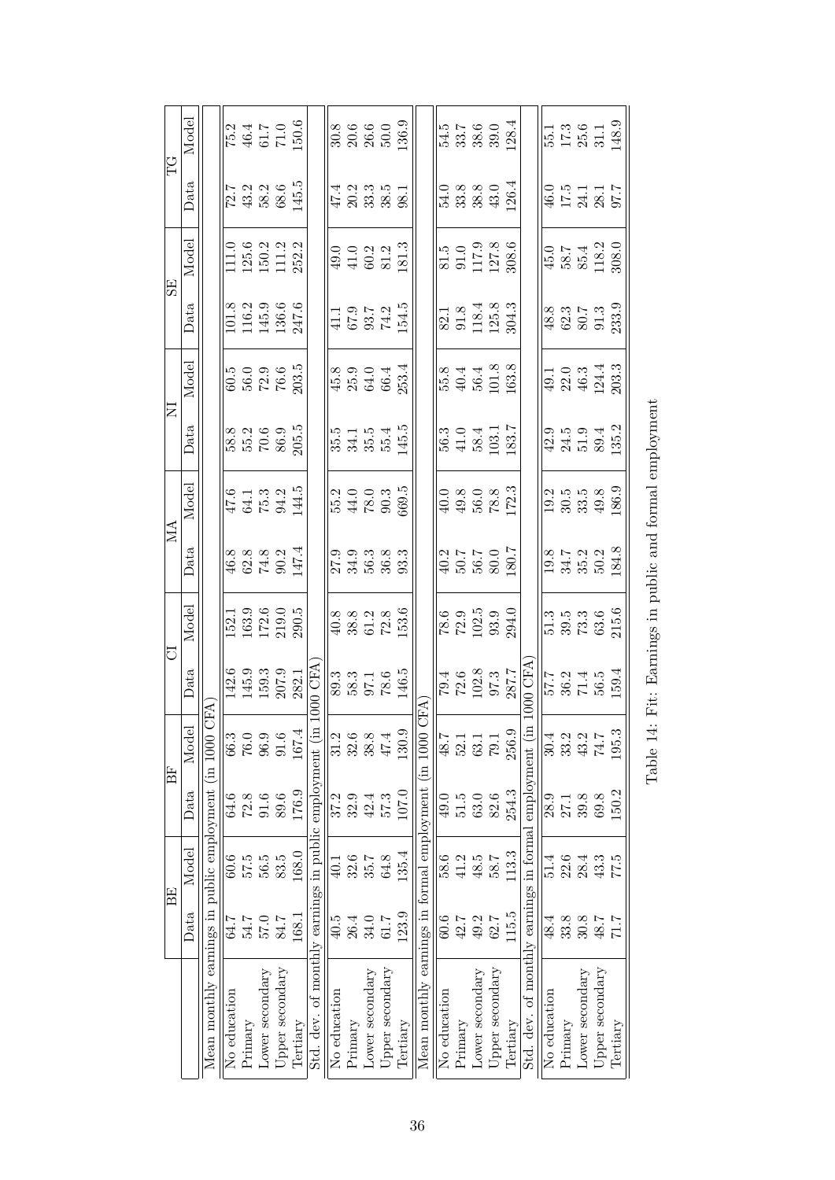| | BE | | BF | | CI | | MA | | NI | | SE | | TG | |
|---|---|---|---|---|---|---|---|---|---|---|---|---|---|---|
| | Data | Model | Data | Model | Data | Model | Data | Model | Data | Model | Data | Model | Data | Model |
| Mean monthly earnings in public employment (in 1000 CFA) | | | | | | | | | | | | | | |
| No education | 64.7 | 60.6 | 64.6 | 66.3 | 142.6 | 152.1 | 46.8 | 47.6 | 58.8 | 60.5 | 101.8 | 111.0 | 72.7 | 75.2 |
| Primary | 54.7 | 57.5 | 72.8 | 76.0 | 145.9 | 163.9 | 62.8 | 64.1 | 55.2 | 56.0 | 116.2 | 125.6 | 43.2 | 46.4 |
| Lower secondary | 57.0 | 56.5 | 91.6 | 96.9 | 159.3 | 172.6 | 74.8 | 75.3 | 70.6 | 72.9 | 145.9 | 150.2 | 58.2 | 61.7 |
| Upper secondary | 84.7 | 83.5 | 89.6 | 91.6 | 207.9 | 219.0 | 90.2 | 94.2 | 86.9 | 76.6 | 136.6 | 111.2 | 68.6 | 71.0 |
| Tertiary | 168.1 | 168.0 | 176.9 | 167.4 | 282.1 | 290.5 | 147.4 | 144.5 | 205.5 | 203.5 | 247.6 | 252.2 | 145.5 | 150.6 |
| Std. dev. of monthly earnings in public employment (in 1000 CFA) | | | | | | | | | | | | | | |
| No education | 40.5 | 40.1 | 37.2 | 31.2 | 89.3 | 40.8 | 27.9 | 55.2 | 35.5 | 45.8 | 41.1 | 49.0 | 47.4 | 30.8 |
| Primary | 26.4 | 32.6 | 32.9 | 32.6 | 58.3 | 38.8 | 34.9 | 44.0 | 34.1 | 25.9 | 67.9 | 41.0 | 20.2 | 20.6 |
| Lower secondary | 34.0 | 35.7 | 42.4 | 38.8 | 97.1 | 61.2 | 56.3 | 78.0 | 35.5 | 64.0 | 93.7 | 60.2 | 33.3 | 26.6 |
| Upper secondary | 61.7 | 64.8 | 57.3 | 47.4 | 78.6 | 72.8 | 36.8 | 90.3 | 55.4 | 66.4 | 74.2 | 81.2 | 38.5 | 50.0 |
| Tertiary | 123.9 | 135.4 | 107.0 | 130.9 | 146.5 | 153.6 | 93.3 | 669.5 | 145.5 | 253.4 | 154.5 | 181.3 | 98.1 | 136.9 |
| Mean monthly earnings in formal employment (in 1000 CFA) | | | | | | | | | | | | | | |
| No education | 60.6 | 58.6 | 49.0 | 48.7 | 79.4 | 78.6 | 40.2 | 40.0 | 56.3 | 55.8 | 82.1 | 81.5 | 54.0 | 54.5 |
| Primary | 42.7 | 41.2 | 51.5 | 52.1 | 72.6 | 72.9 | 50.7 | 49.8 | 41.0 | 40.4 | 91.8 | 91.0 | 33.8 | 33.7 |
| Lower secondary | 49.2 | 48.5 | 63.0 | 63.1 | 102.8 | 102.5 | 56.7 | 56.0 | 58.4 | 56.4 | 118.4 | 117.9 | 38.8 | 38.6 |
| Upper secondary | 62.7 | 58.7 | 82.6 | 79.1 | 97.3 | 93.9 | 80.0 | 78.8 | 103.1 | 101.8 | 125.8 | 127.8 | 43.0 | 39.0 |
| Tertiary | 115.5 | 113.3 | 254.3 | 256.9 | 287.7 | 294.0 | 180.7 | 172.3 | 183.7 | 163.8 | 304.3 | 308.6 | 126.4 | 128.4 |
| Std. dev. of monthly earnings in formal employment (in 1000 CFA) | | | | | | | | | | | | | | |
| No education | 48.4 | 51.4 | 28.9 | 30.4 | 57.7 | 51.3 | 19.8 | 19.2 | 42.9 | 49.1 | 48.8 | 45.0 | 46.0 | 55.1 |
| Primary | 33.8 | 22.6 | 27.1 | 33.2 | 36.2 | 39.5 | 34.7 | 30.5 | 24.5 | 22.0 | 62.3 | 58.7 | 17.5 | 17.3 |
| Lower secondary | 30.8 | 28.4 | 39.8 | 43.2 | 71.4 | 73.3 | 35.2 | 33.5 | 51.9 | 46.3 | 80.7 | 85.4 | 24.1 | 25.6 |
| Upper secondary | 48.7 | 43.3 | 69.8 | 74.7 | 56.5 | 63.6 | 50.2 | 49.8 | 89.4 | 124.4 | 91.3 | 118.2 | 28.1 | 31.1 |
| Tertiary | 71.7 | 77.5 | 150.2 | 195.3 | 159.4 | 215.6 | 184.8 | 186.9 | 135.2 | 203.3 | 233.9 | 308.0 | 97.7 | 148.9 |

Table 14: Fit: Earnings in public and formal employment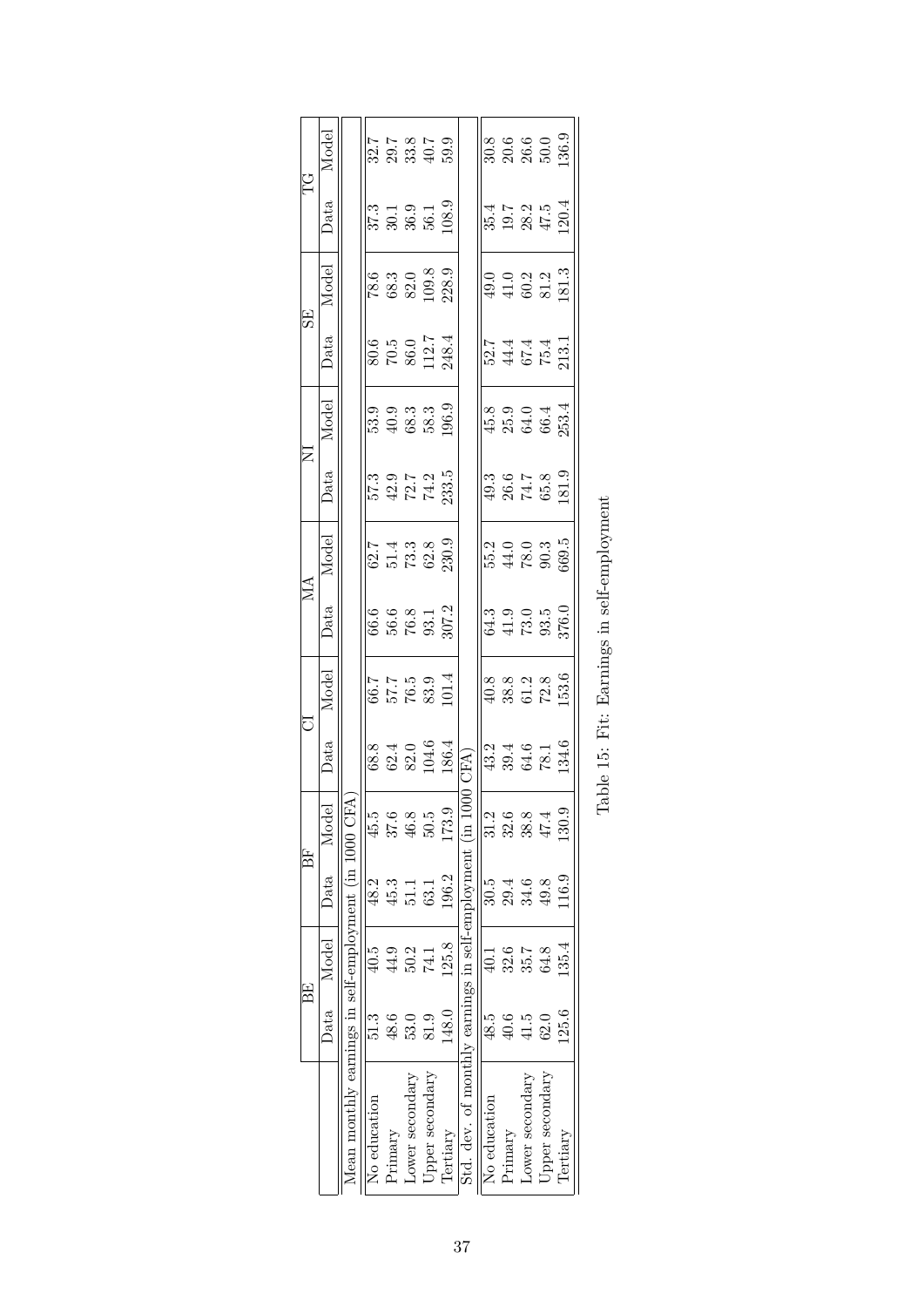| | BE | | BF | | CI | | MA | | NI | | SE | | TG | |
|---|---|---|---|---|---|---|---|---|---|---|---|---|---|---|
| | Data | Model | Data | Model | Data | Model | Data | Model | Data | Model | Data | Model | Data | Model |
| Mean monthly earnings in self-employment (in 1000 CFA) | | | | | | | | | | | | | | |
| No education | 51.3 | 40.5 | 48.2 | 45.5 | 68.8 | 66.7 | 66.6 | 62.7 | 57.3 | 53.9 | 80.6 | 78.6 | 37.3 | 32.7 |
| Primary | 48.6 | 44.9 | 45.3 | 37.6 | 62.4 | 57.7 | 56.6 | 51.4 | 42.9 | 40.9 | 70.5 | 68.3 | 30.1 | 29.7 |
| Lower secondary | 53.0 | 50.2 | 51.1 | 46.8 | 82.0 | 76.5 | 76.8 | 73.3 | 72.7 | 68.3 | 86.0 | 82.0 | 36.9 | 33.8 |
| Upper secondary | 81.9 | 74.1 | 63.1 | 50.5 | 104.6 | 83.9 | 93.1 | 62.8 | 74.2 | 58.3 | 112.7 | 109.8 | 56.1 | 40.7 |
| Tertiary | 148.0 | 125.8 | 196.2 | 173.9 | 186.4 | 101.4 | 307.2 | 230.9 | 233.5 | 196.9 | 248.4 | 228.9 | 108.9 | 59.9 |
| Std. dev. of monthly earnings in self-employment (in 1000 CFA) | | | | | | | | | | | | | | |
| No education | 48.5 | 40.1 | 30.5 | 31.2 | 43.2 | 40.8 | 64.3 | 55.2 | 49.3 | 45.8 | 52.7 | 49.0 | 35.4 | 30.8 |
| Primary | 40.6 | 32.6 | 29.4 | 32.6 | 39.4 | 38.8 | 41.9 | 44.0 | 26.6 | 25.9 | 44.4 | 41.0 | 19.7 | 20.6 |
| Lower secondary | 41.5 | 35.7 | 34.6 | 38.8 | 64.6 | 61.2 | 73.0 | 78.0 | 74.7 | 64.0 | 67.4 | 60.2 | 28.2 | 26.6 |
| Upper secondary | 62.0 | 64.8 | 49.8 | 47.4 | 78.1 | 72.8 | 93.5 | 90.3 | 65.8 | 66.4 | 75.4 | 81.2 | 47.5 | 50.0 |
| Tertiary | 125.6 | 135.4 | 116.9 | 130.9 | 134.6 | 153.6 | 376.0 | 669.5 | 181.9 | 253.4 | 213.1 | 181.3 | 120.4 | 136.9 |

Table 15: Fit: Earnings in self-employment